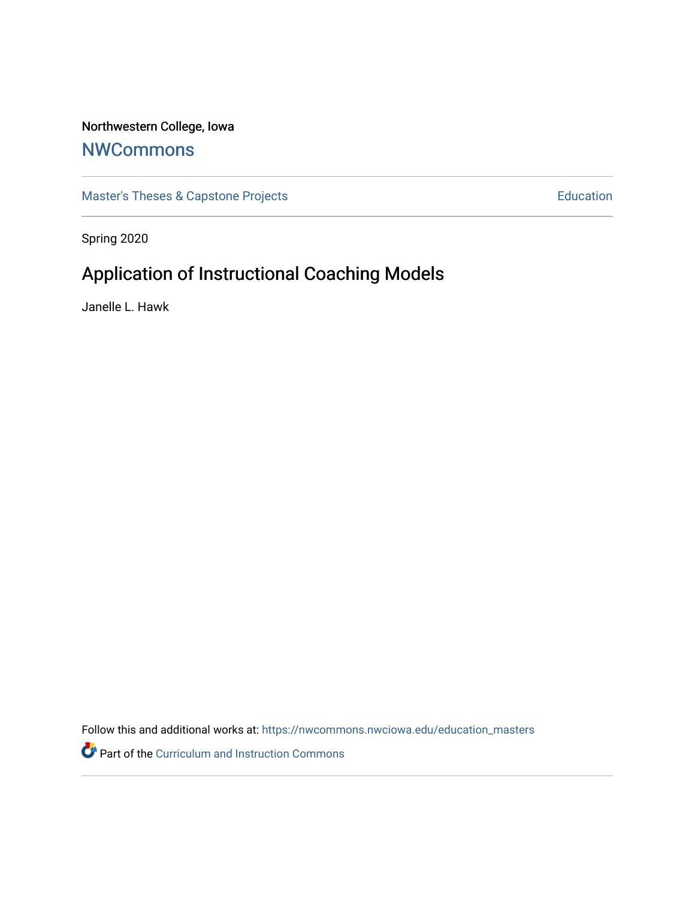Northwestern College, Iowa

## NWCommons

Master's Theses & Capstone Projects

Education

Spring 2020

# Application of Instructional Coaching Models

Janelle L. Hawk

Follow this and additional works at: https://nwcommons.nwciowa.edu/education_masters

Part of the Curriculum and Instruction Commons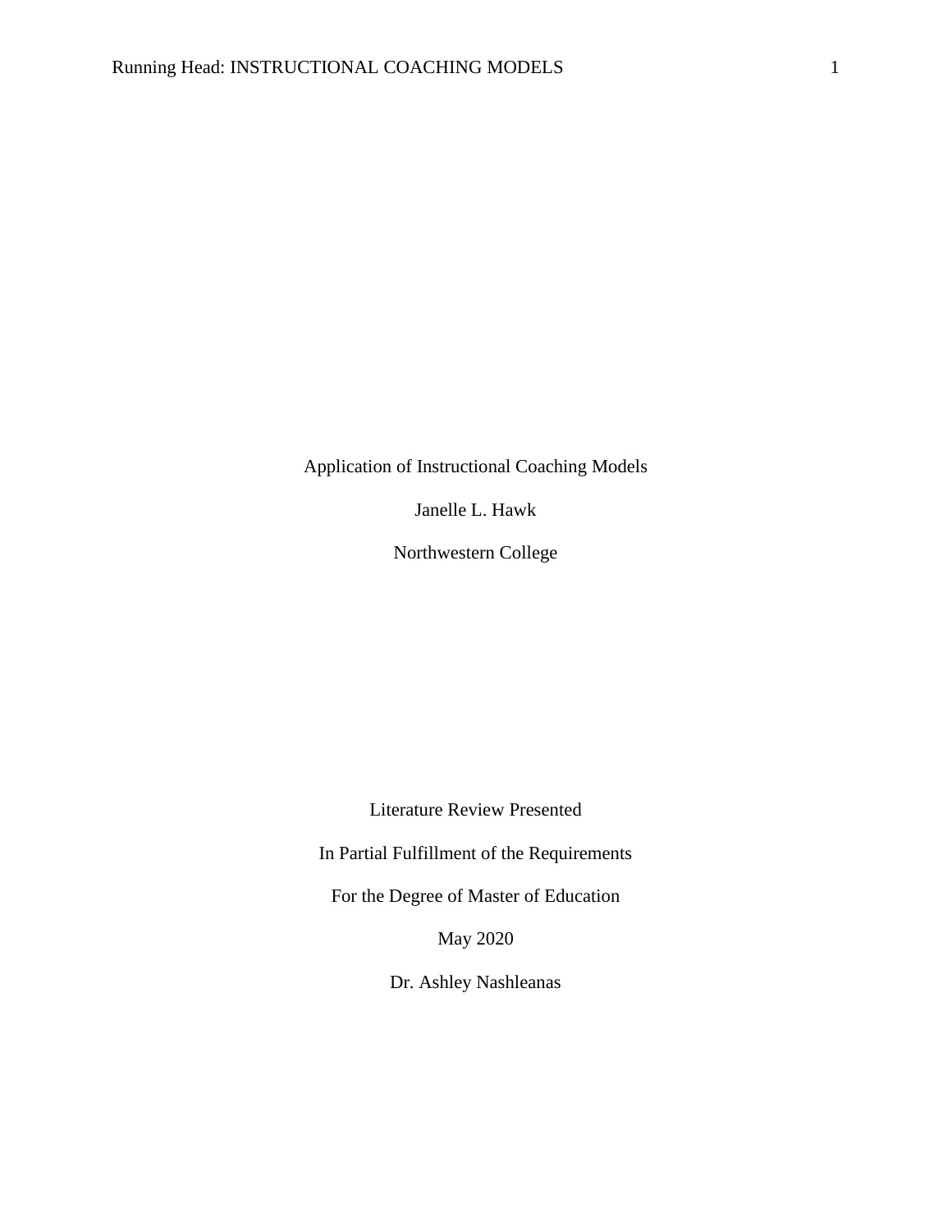Application of Instructional Coaching Models

Janelle L. Hawk

Northwestern College

Literature Review Presented

In Partial Fulfillment of the Requirements

For the Degree of Master of Education

May 2020

Dr. Ashley Nashleanas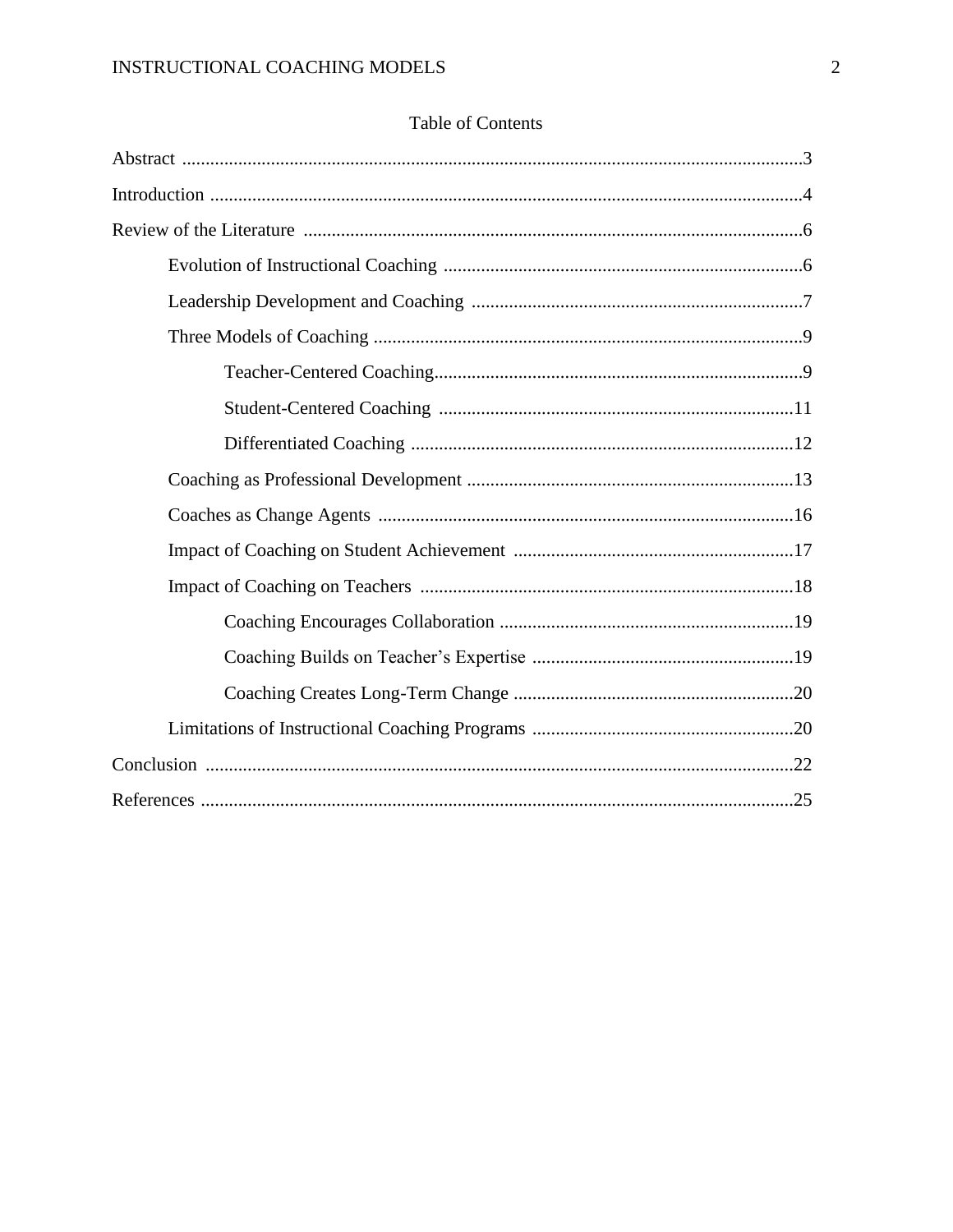Table of Contents

Abstract .....................................................................................................................3

Introduction ...............................................................................................................4

Review of the Literature ............................................................................................6

Evolution of Instructional Coaching ..........................................................................6

Leadership Development and Coaching ...................................................................7

Three Models of Coaching .........................................................................................9

Teacher-Centered Coaching.......................................................................................9

Student-Centered Coaching .....................................................................................11

Differentiated Coaching ...........................................................................................12

Coaching as Professional Development ..................................................................13

Coaches as Change Agents ......................................................................................16

Impact of Coaching on Student Achievement .........................................................17

Impact of Coaching on Teachers .............................................................................18

Coaching Encourages Collaboration .......................................................................19

Coaching Builds on Teacher's Expertise .................................................................19

Coaching Creates Long-Term Change .....................................................................20

Limitations of Instructional Coaching Programs ....................................................20

Conclusion ...............................................................................................................22

References ...............................................................................................................25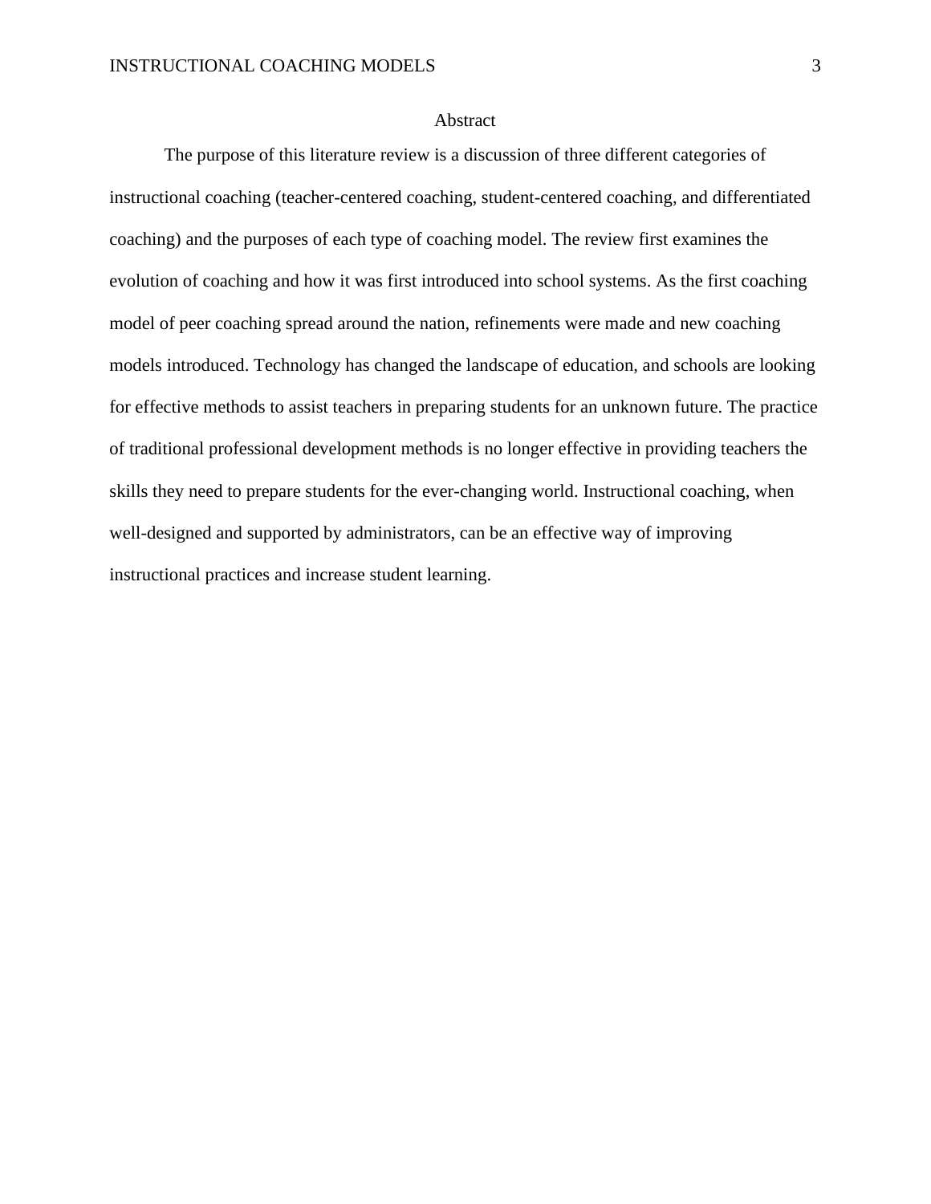# Abstract

The purpose of this literature review is a discussion of three different categories of instructional coaching (teacher-centered coaching, student-centered coaching, and differentiated coaching) and the purposes of each type of coaching model. The review first examines the evolution of coaching and how it was first introduced into school systems. As the first coaching model of peer coaching spread around the nation, refinements were made and new coaching models introduced. Technology has changed the landscape of education, and schools are looking for effective methods to assist teachers in preparing students for an unknown future. The practice of traditional professional development methods is no longer effective in providing teachers the skills they need to prepare students for the ever-changing world. Instructional coaching, when well-designed and supported by administrators, can be an effective way of improving instructional practices and increase student learning.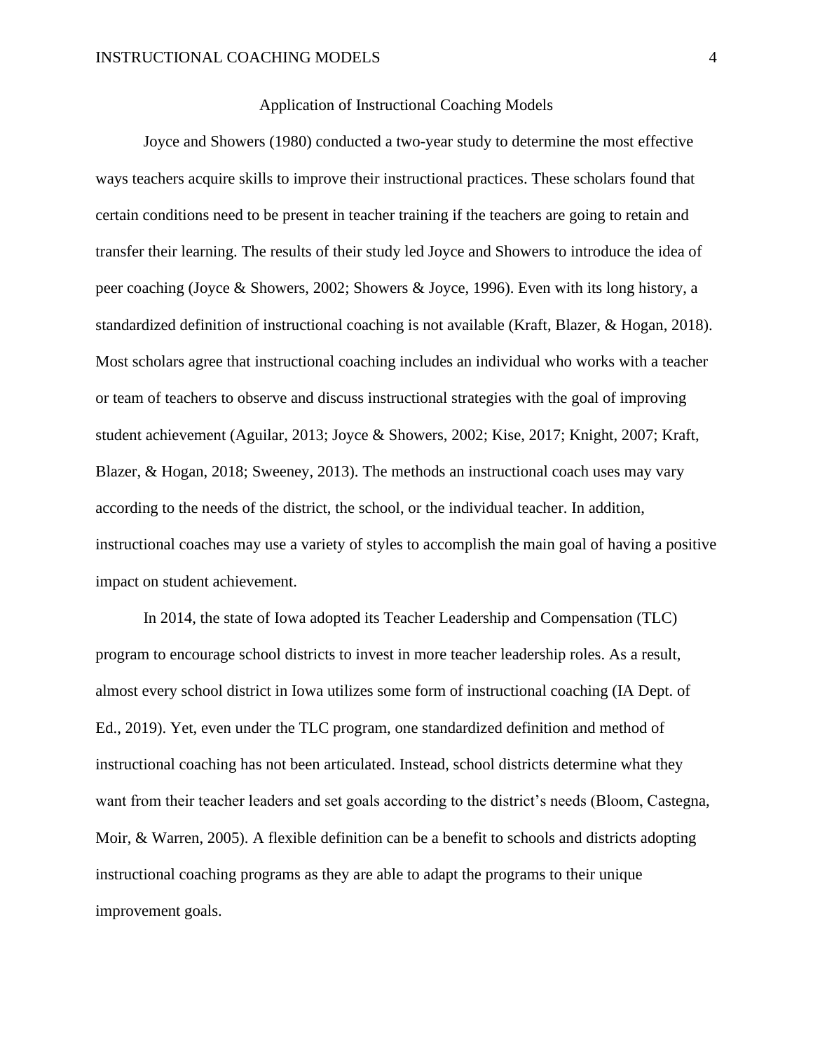## Application of Instructional Coaching Models

Joyce and Showers (1980) conducted a two-year study to determine the most effective ways teachers acquire skills to improve their instructional practices. These scholars found that certain conditions need to be present in teacher training if the teachers are going to retain and transfer their learning. The results of their study led Joyce and Showers to introduce the idea of peer coaching (Joyce & Showers, 2002; Showers & Joyce, 1996). Even with its long history, a standardized definition of instructional coaching is not available (Kraft, Blazer, & Hogan, 2018). Most scholars agree that instructional coaching includes an individual who works with a teacher or team of teachers to observe and discuss instructional strategies with the goal of improving student achievement (Aguilar, 2013; Joyce & Showers, 2002; Kise, 2017; Knight, 2007; Kraft, Blazer, & Hogan, 2018; Sweeney, 2013). The methods an instructional coach uses may vary according to the needs of the district, the school, or the individual teacher. In addition, instructional coaches may use a variety of styles to accomplish the main goal of having a positive impact on student achievement.

In 2014, the state of Iowa adopted its Teacher Leadership and Compensation (TLC) program to encourage school districts to invest in more teacher leadership roles. As a result, almost every school district in Iowa utilizes some form of instructional coaching (IA Dept. of Ed., 2019). Yet, even under the TLC program, one standardized definition and method of instructional coaching has not been articulated. Instead, school districts determine what they want from their teacher leaders and set goals according to the district's needs (Bloom, Castegna, Moir, & Warren, 2005). A flexible definition can be a benefit to schools and districts adopting instructional coaching programs as they are able to adapt the programs to their unique improvement goals.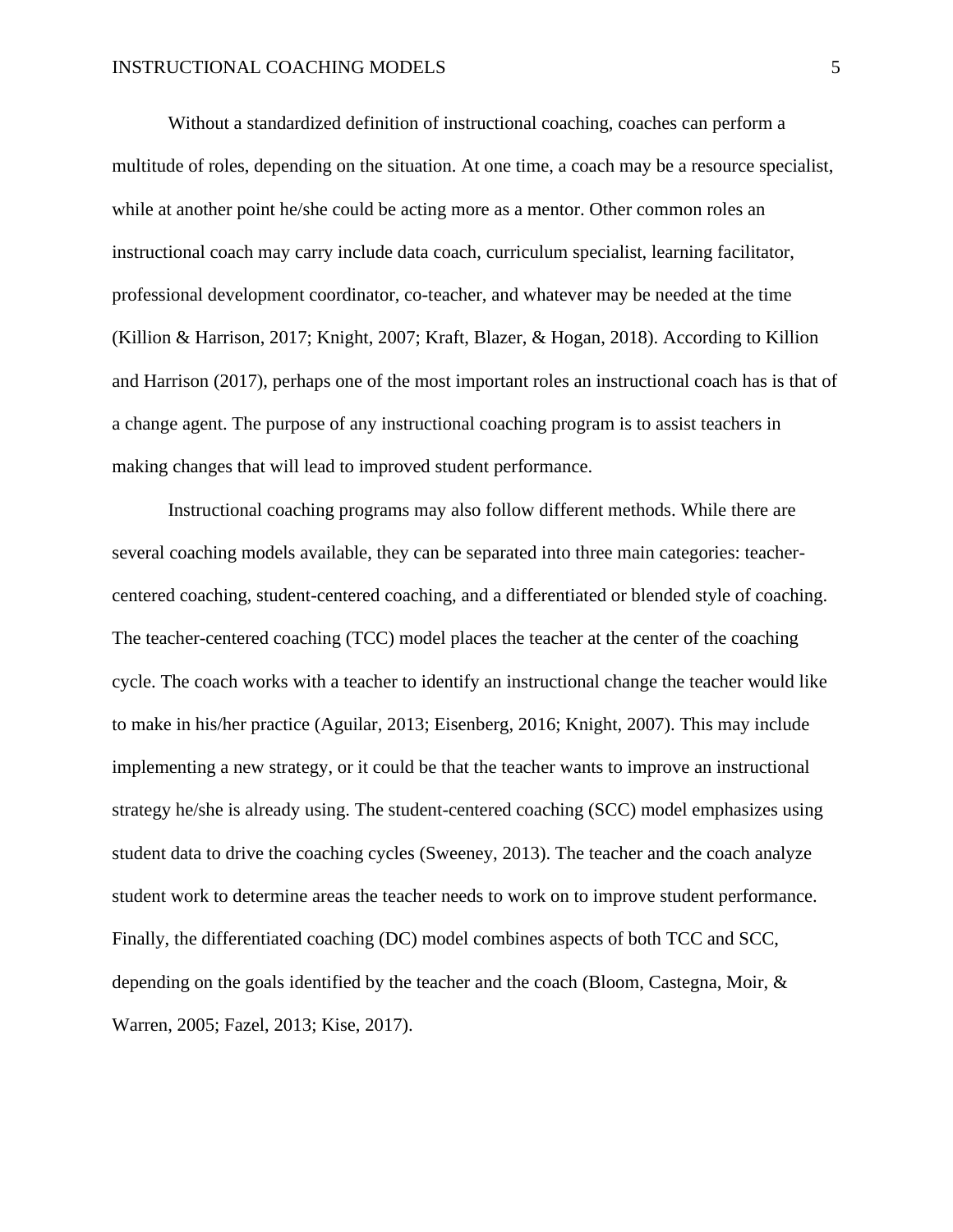Without a standardized definition of instructional coaching, coaches can perform a multitude of roles, depending on the situation. At one time, a coach may be a resource specialist, while at another point he/she could be acting more as a mentor. Other common roles an instructional coach may carry include data coach, curriculum specialist, learning facilitator, professional development coordinator, co-teacher, and whatever may be needed at the time (Killion & Harrison, 2017; Knight, 2007; Kraft, Blazer, & Hogan, 2018). According to Killion and Harrison (2017), perhaps one of the most important roles an instructional coach has is that of a change agent. The purpose of any instructional coaching program is to assist teachers in making changes that will lead to improved student performance.

Instructional coaching programs may also follow different methods. While there are several coaching models available, they can be separated into three main categories: teacher-centered coaching, student-centered coaching, and a differentiated or blended style of coaching. The teacher-centered coaching (TCC) model places the teacher at the center of the coaching cycle. The coach works with a teacher to identify an instructional change the teacher would like to make in his/her practice (Aguilar, 2013; Eisenberg, 2016; Knight, 2007). This may include implementing a new strategy, or it could be that the teacher wants to improve an instructional strategy he/she is already using. The student-centered coaching (SCC) model emphasizes using student data to drive the coaching cycles (Sweeney, 2013). The teacher and the coach analyze student work to determine areas the teacher needs to work on to improve student performance. Finally, the differentiated coaching (DC) model combines aspects of both TCC and SCC, depending on the goals identified by the teacher and the coach (Bloom, Castegna, Moir, & Warren, 2005; Fazel, 2013; Kise, 2017).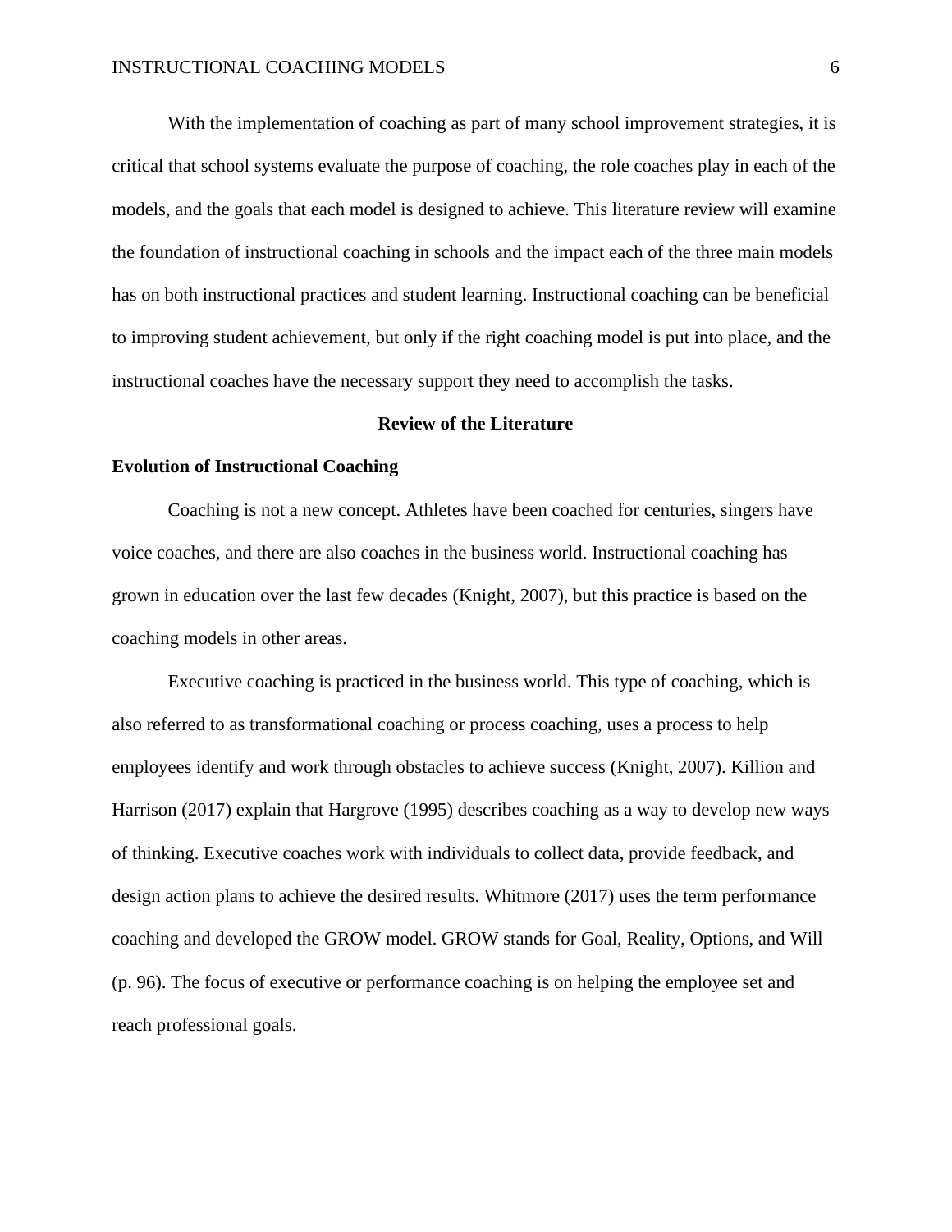With the implementation of coaching as part of many school improvement strategies, it is critical that school systems evaluate the purpose of coaching, the role coaches play in each of the models, and the goals that each model is designed to achieve. This literature review will examine the foundation of instructional coaching in schools and the impact each of the three main models has on both instructional practices and student learning. Instructional coaching can be beneficial to improving student achievement, but only if the right coaching model is put into place, and the instructional coaches have the necessary support they need to accomplish the tasks.

## Review of the Literature

### Evolution of Instructional Coaching

Coaching is not a new concept. Athletes have been coached for centuries, singers have voice coaches, and there are also coaches in the business world. Instructional coaching has grown in education over the last few decades (Knight, 2007), but this practice is based on the coaching models in other areas.

Executive coaching is practiced in the business world. This type of coaching, which is also referred to as transformational coaching or process coaching, uses a process to help employees identify and work through obstacles to achieve success (Knight, 2007). Killion and Harrison (2017) explain that Hargrove (1995) describes coaching as a way to develop new ways of thinking. Executive coaches work with individuals to collect data, provide feedback, and design action plans to achieve the desired results. Whitmore (2017) uses the term performance coaching and developed the GROW model. GROW stands for Goal, Reality, Options, and Will (p. 96). The focus of executive or performance coaching is on helping the employee set and reach professional goals.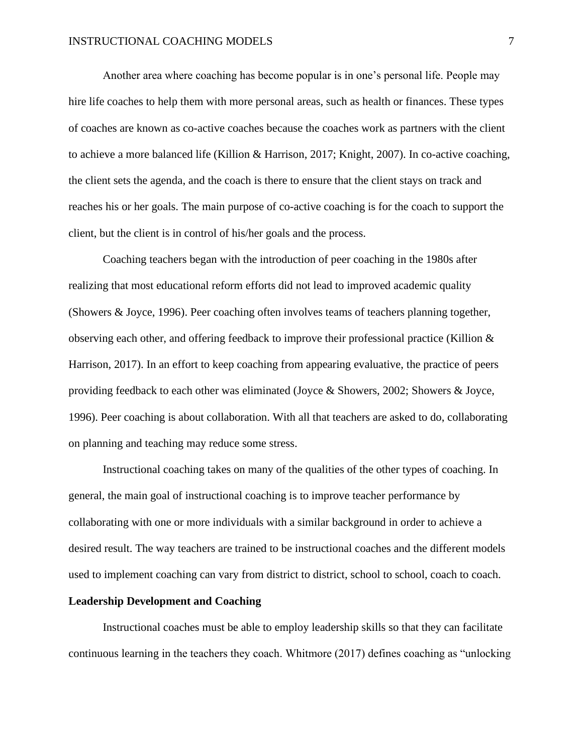Another area where coaching has become popular is in one's personal life. People may hire life coaches to help them with more personal areas, such as health or finances. These types of coaches are known as co-active coaches because the coaches work as partners with the client to achieve a more balanced life (Killion & Harrison, 2017; Knight, 2007). In co-active coaching, the client sets the agenda, and the coach is there to ensure that the client stays on track and reaches his or her goals. The main purpose of co-active coaching is for the coach to support the client, but the client is in control of his/her goals and the process.

Coaching teachers began with the introduction of peer coaching in the 1980s after realizing that most educational reform efforts did not lead to improved academic quality (Showers & Joyce, 1996). Peer coaching often involves teams of teachers planning together, observing each other, and offering feedback to improve their professional practice (Killion & Harrison, 2017). In an effort to keep coaching from appearing evaluative, the practice of peers providing feedback to each other was eliminated (Joyce & Showers, 2002; Showers & Joyce, 1996). Peer coaching is about collaboration. With all that teachers are asked to do, collaborating on planning and teaching may reduce some stress.

Instructional coaching takes on many of the qualities of the other types of coaching. In general, the main goal of instructional coaching is to improve teacher performance by collaborating with one or more individuals with a similar background in order to achieve a desired result. The way teachers are trained to be instructional coaches and the different models used to implement coaching can vary from district to district, school to school, coach to coach.

**Leadership Development and Coaching**

Instructional coaches must be able to employ leadership skills so that they can facilitate continuous learning in the teachers they coach. Whitmore (2017) defines coaching as "unlocking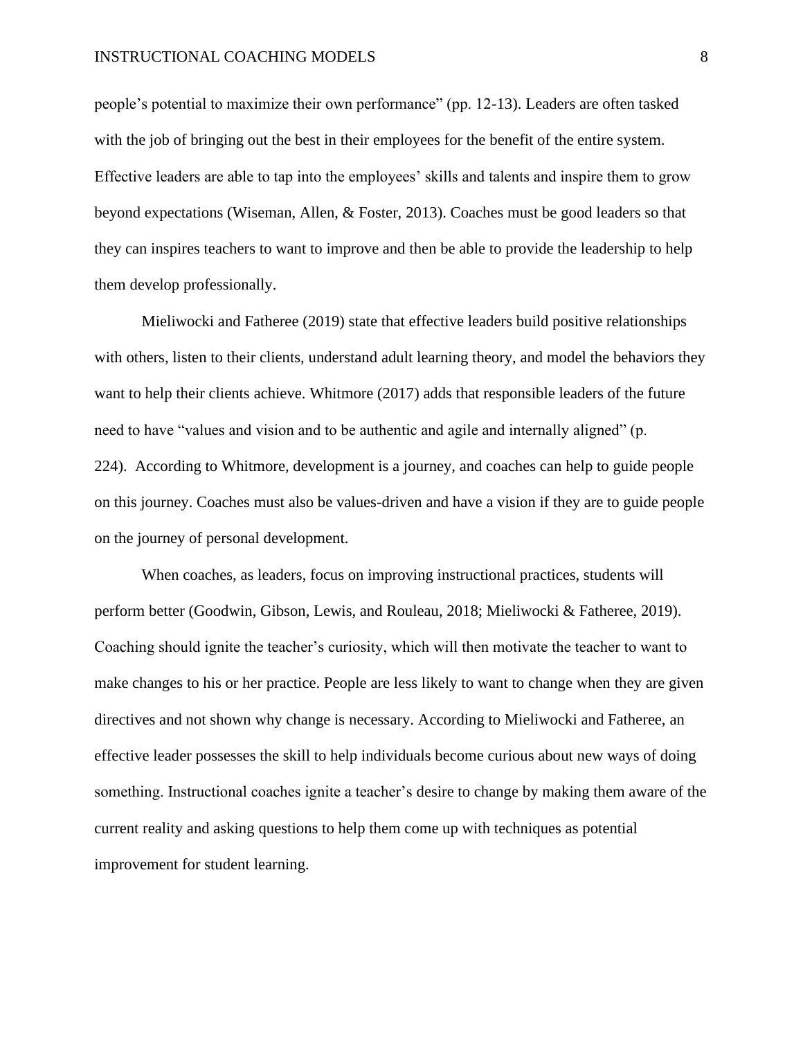people's potential to maximize their own performance" (pp. 12-13). Leaders are often tasked with the job of bringing out the best in their employees for the benefit of the entire system. Effective leaders are able to tap into the employees' skills and talents and inspire them to grow beyond expectations (Wiseman, Allen, & Foster, 2013). Coaches must be good leaders so that they can inspires teachers to want to improve and then be able to provide the leadership to help them develop professionally.

Mieliwocki and Fatheree (2019) state that effective leaders build positive relationships with others, listen to their clients, understand adult learning theory, and model the behaviors they want to help their clients achieve. Whitmore (2017) adds that responsible leaders of the future need to have "values and vision and to be authentic and agile and internally aligned" (p. 224). According to Whitmore, development is a journey, and coaches can help to guide people on this journey. Coaches must also be values-driven and have a vision if they are to guide people on the journey of personal development.

When coaches, as leaders, focus on improving instructional practices, students will perform better (Goodwin, Gibson, Lewis, and Rouleau, 2018; Mieliwocki & Fatheree, 2019). Coaching should ignite the teacher's curiosity, which will then motivate the teacher to want to make changes to his or her practice. People are less likely to want to change when they are given directives and not shown why change is necessary. According to Mieliwocki and Fatheree, an effective leader possesses the skill to help individuals become curious about new ways of doing something. Instructional coaches ignite a teacher's desire to change by making them aware of the current reality and asking questions to help them come up with techniques as potential improvement for student learning.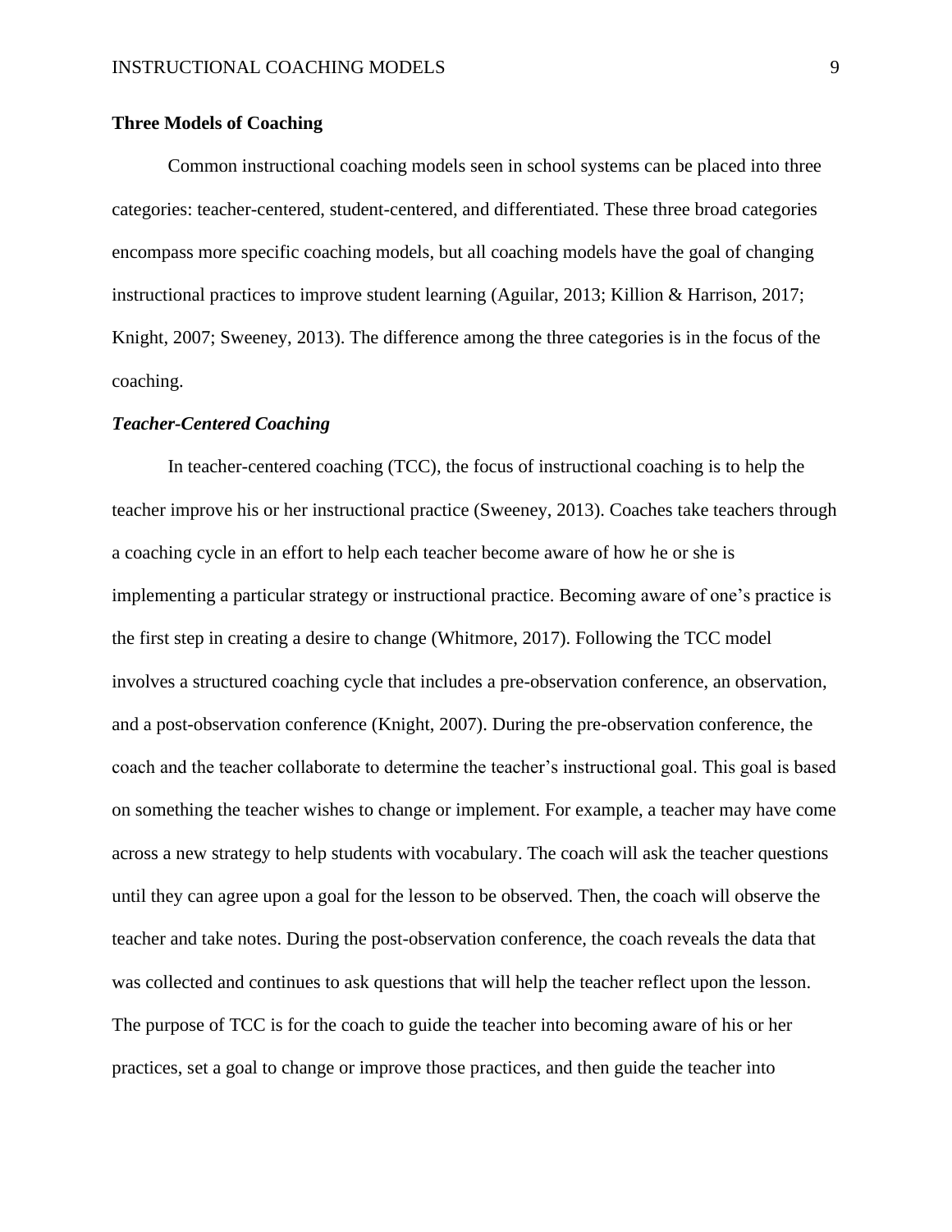**Three Models of Coaching**

Common instructional coaching models seen in school systems can be placed into three categories: teacher-centered, student-centered, and differentiated. These three broad categories encompass more specific coaching models, but all coaching models have the goal of changing instructional practices to improve student learning (Aguilar, 2013; Killion & Harrison, 2017; Knight, 2007; Sweeney, 2013). The difference among the three categories is in the focus of the coaching.

***Teacher-Centered Coaching***

In teacher-centered coaching (TCC), the focus of instructional coaching is to help the teacher improve his or her instructional practice (Sweeney, 2013). Coaches take teachers through a coaching cycle in an effort to help each teacher become aware of how he or she is implementing a particular strategy or instructional practice. Becoming aware of one's practice is the first step in creating a desire to change (Whitmore, 2017). Following the TCC model involves a structured coaching cycle that includes a pre-observation conference, an observation, and a post-observation conference (Knight, 2007). During the pre-observation conference, the coach and the teacher collaborate to determine the teacher's instructional goal. This goal is based on something the teacher wishes to change or implement. For example, a teacher may have come across a new strategy to help students with vocabulary. The coach will ask the teacher questions until they can agree upon a goal for the lesson to be observed. Then, the coach will observe the teacher and take notes. During the post-observation conference, the coach reveals the data that was collected and continues to ask questions that will help the teacher reflect upon the lesson. The purpose of TCC is for the coach to guide the teacher into becoming aware of his or her practices, set a goal to change or improve those practices, and then guide the teacher into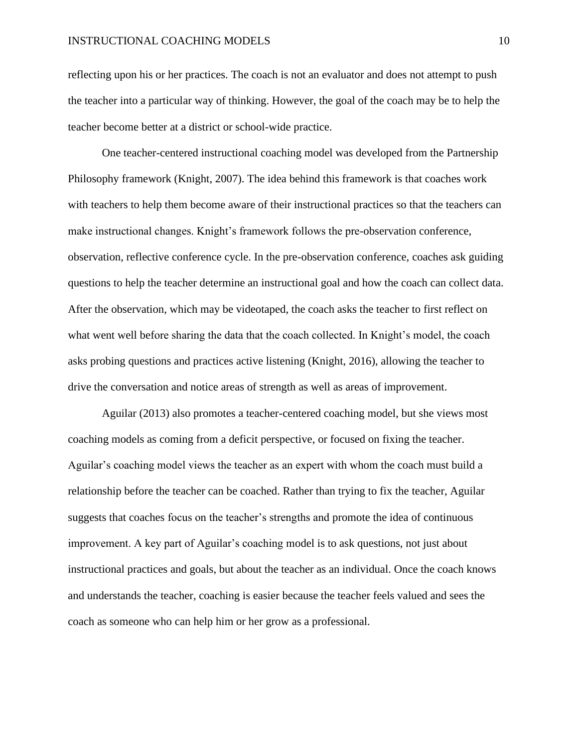reflecting upon his or her practices. The coach is not an evaluator and does not attempt to push the teacher into a particular way of thinking. However, the goal of the coach may be to help the teacher become better at a district or school-wide practice.

One teacher-centered instructional coaching model was developed from the Partnership Philosophy framework (Knight, 2007). The idea behind this framework is that coaches work with teachers to help them become aware of their instructional practices so that the teachers can make instructional changes. Knight's framework follows the pre-observation conference, observation, reflective conference cycle. In the pre-observation conference, coaches ask guiding questions to help the teacher determine an instructional goal and how the coach can collect data. After the observation, which may be videotaped, the coach asks the teacher to first reflect on what went well before sharing the data that the coach collected. In Knight's model, the coach asks probing questions and practices active listening (Knight, 2016), allowing the teacher to drive the conversation and notice areas of strength as well as areas of improvement.

Aguilar (2013) also promotes a teacher-centered coaching model, but she views most coaching models as coming from a deficit perspective, or focused on fixing the teacher. Aguilar's coaching model views the teacher as an expert with whom the coach must build a relationship before the teacher can be coached. Rather than trying to fix the teacher, Aguilar suggests that coaches focus on the teacher's strengths and promote the idea of continuous improvement. A key part of Aguilar's coaching model is to ask questions, not just about instructional practices and goals, but about the teacher as an individual. Once the coach knows and understands the teacher, coaching is easier because the teacher feels valued and sees the coach as someone who can help him or her grow as a professional.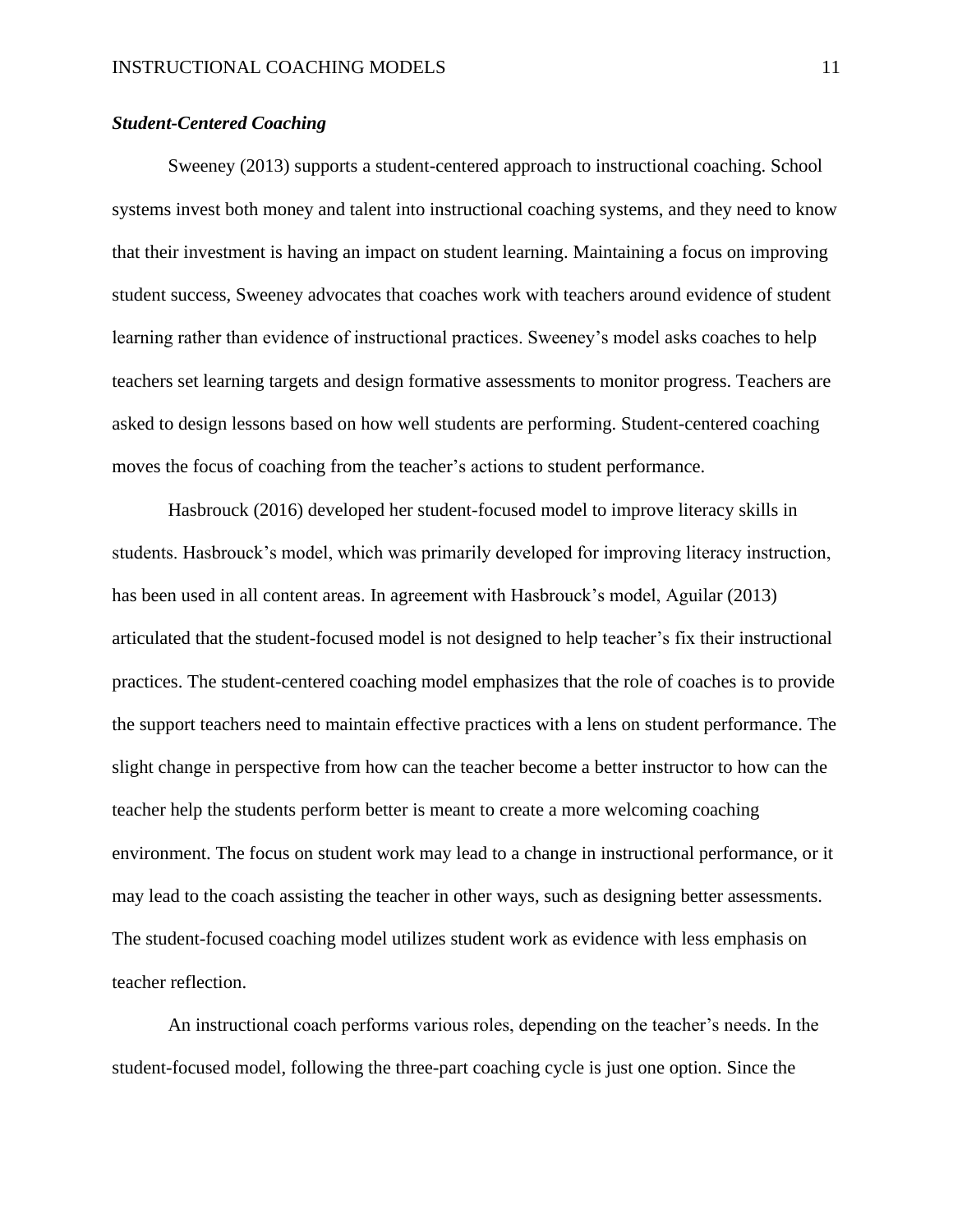***Student-Centered Coaching***

Sweeney (2013) supports a student-centered approach to instructional coaching. School systems invest both money and talent into instructional coaching systems, and they need to know that their investment is having an impact on student learning. Maintaining a focus on improving student success, Sweeney advocates that coaches work with teachers around evidence of student learning rather than evidence of instructional practices. Sweeney's model asks coaches to help teachers set learning targets and design formative assessments to monitor progress. Teachers are asked to design lessons based on how well students are performing. Student-centered coaching moves the focus of coaching from the teacher's actions to student performance.

Hasbrouck (2016) developed her student-focused model to improve literacy skills in students. Hasbrouck's model, which was primarily developed for improving literacy instruction, has been used in all content areas. In agreement with Hasbrouck's model, Aguilar (2013) articulated that the student-focused model is not designed to help teacher's fix their instructional practices. The student-centered coaching model emphasizes that the role of coaches is to provide the support teachers need to maintain effective practices with a lens on student performance. The slight change in perspective from how can the teacher become a better instructor to how can the teacher help the students perform better is meant to create a more welcoming coaching environment. The focus on student work may lead to a change in instructional performance, or it may lead to the coach assisting the teacher in other ways, such as designing better assessments. The student-focused coaching model utilizes student work as evidence with less emphasis on teacher reflection.

An instructional coach performs various roles, depending on the teacher's needs. In the student-focused model, following the three-part coaching cycle is just one option. Since the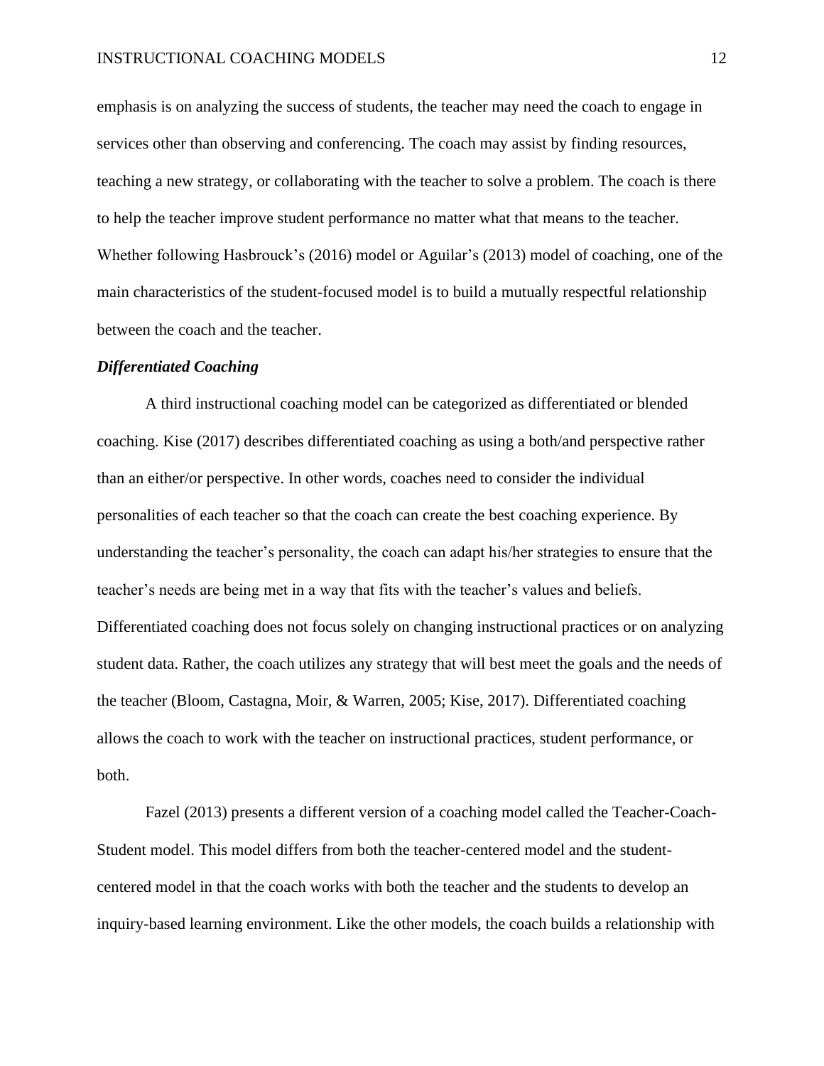emphasis is on analyzing the success of students, the teacher may need the coach to engage in services other than observing and conferencing. The coach may assist by finding resources, teaching a new strategy, or collaborating with the teacher to solve a problem. The coach is there to help the teacher improve student performance no matter what that means to the teacher. Whether following Hasbrouck's (2016) model or Aguilar's (2013) model of coaching, one of the main characteristics of the student-focused model is to build a mutually respectful relationship between the coach and the teacher.

### *Differentiated Coaching*

A third instructional coaching model can be categorized as differentiated or blended coaching. Kise (2017) describes differentiated coaching as using a both/and perspective rather than an either/or perspective. In other words, coaches need to consider the individual personalities of each teacher so that the coach can create the best coaching experience. By understanding the teacher's personality, the coach can adapt his/her strategies to ensure that the teacher's needs are being met in a way that fits with the teacher's values and beliefs. Differentiated coaching does not focus solely on changing instructional practices or on analyzing student data. Rather, the coach utilizes any strategy that will best meet the goals and the needs of the teacher (Bloom, Castagna, Moir, & Warren, 2005; Kise, 2017). Differentiated coaching allows the coach to work with the teacher on instructional practices, student performance, or both.

Fazel (2013) presents a different version of a coaching model called the Teacher-Coach-Student model. This model differs from both the teacher-centered model and the student-centered model in that the coach works with both the teacher and the students to develop an inquiry-based learning environment. Like the other models, the coach builds a relationship with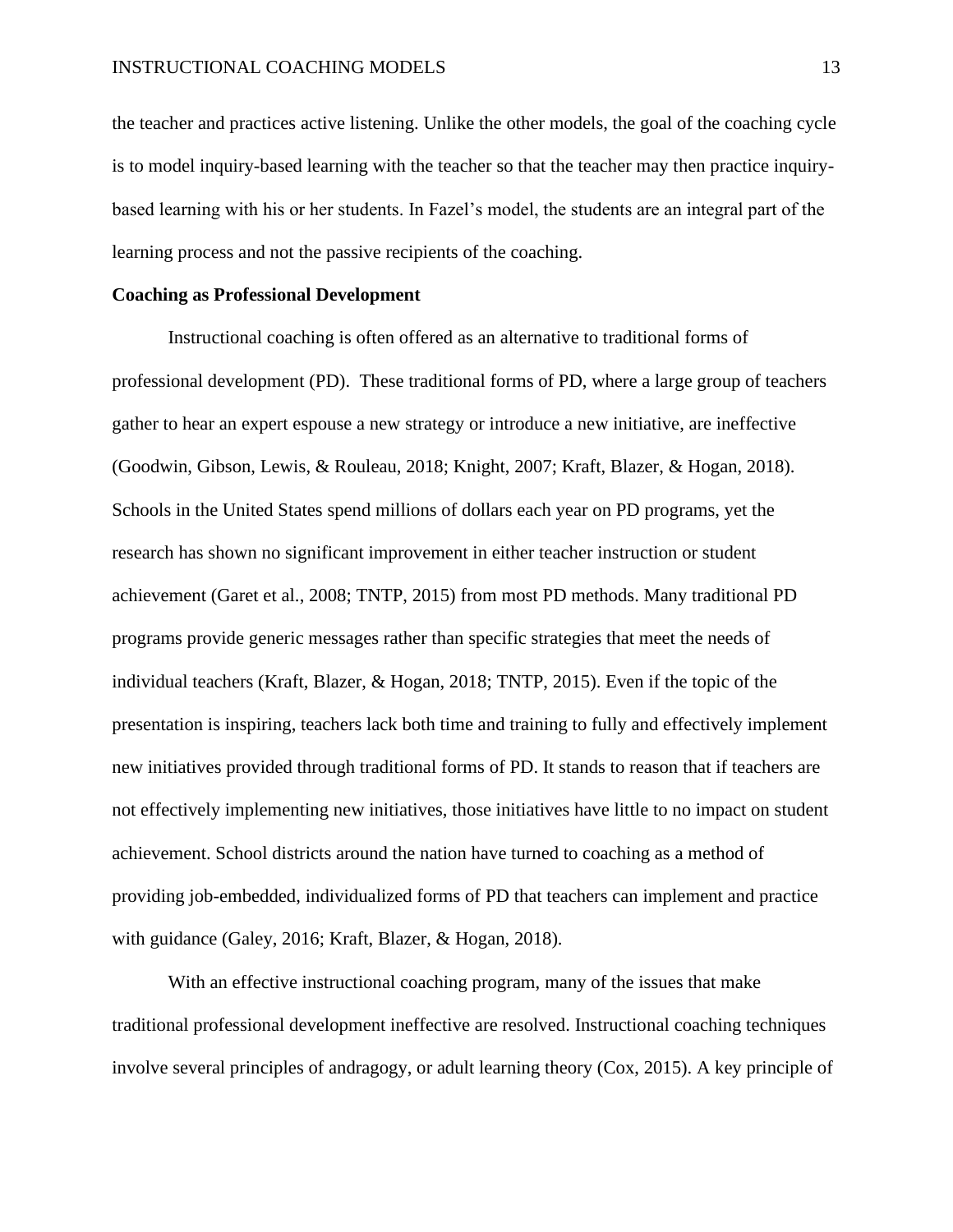the teacher and practices active listening. Unlike the other models, the goal of the coaching cycle is to model inquiry-based learning with the teacher so that the teacher may then practice inquiry-based learning with his or her students. In Fazel's model, the students are an integral part of the learning process and not the passive recipients of the coaching.

**Coaching as Professional Development**

Instructional coaching is often offered as an alternative to traditional forms of professional development (PD). These traditional forms of PD, where a large group of teachers gather to hear an expert espouse a new strategy or introduce a new initiative, are ineffective (Goodwin, Gibson, Lewis, & Rouleau, 2018; Knight, 2007; Kraft, Blazer, & Hogan, 2018). Schools in the United States spend millions of dollars each year on PD programs, yet the research has shown no significant improvement in either teacher instruction or student achievement (Garet et al., 2008; TNTP, 2015) from most PD methods. Many traditional PD programs provide generic messages rather than specific strategies that meet the needs of individual teachers (Kraft, Blazer, & Hogan, 2018; TNTP, 2015). Even if the topic of the presentation is inspiring, teachers lack both time and training to fully and effectively implement new initiatives provided through traditional forms of PD. It stands to reason that if teachers are not effectively implementing new initiatives, those initiatives have little to no impact on student achievement. School districts around the nation have turned to coaching as a method of providing job-embedded, individualized forms of PD that teachers can implement and practice with guidance (Galey, 2016; Kraft, Blazer, & Hogan, 2018).

With an effective instructional coaching program, many of the issues that make traditional professional development ineffective are resolved. Instructional coaching techniques involve several principles of andragogy, or adult learning theory (Cox, 2015). A key principle of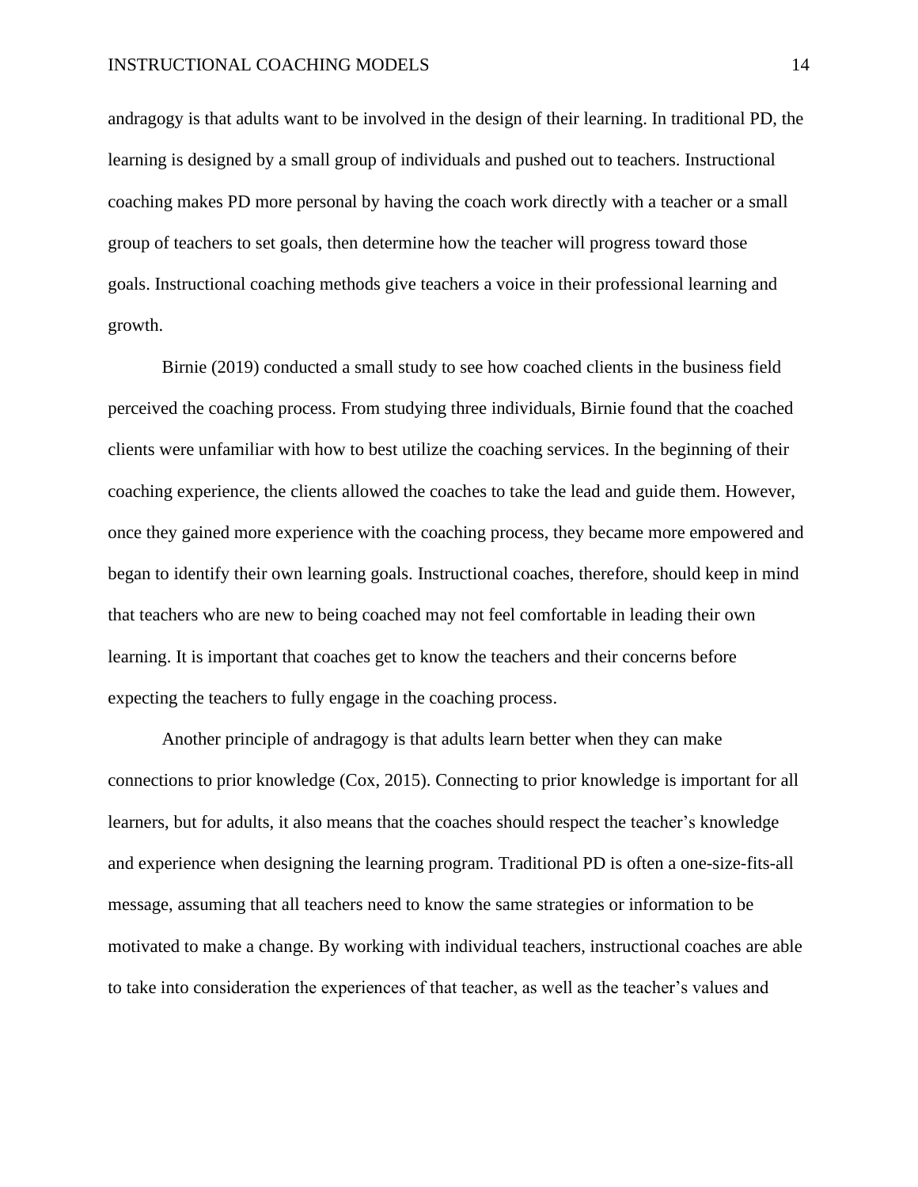andragogy is that adults want to be involved in the design of their learning. In traditional PD, the learning is designed by a small group of individuals and pushed out to teachers. Instructional coaching makes PD more personal by having the coach work directly with a teacher or a small group of teachers to set goals, then determine how the teacher will progress toward those goals. Instructional coaching methods give teachers a voice in their professional learning and growth.

Birnie (2019) conducted a small study to see how coached clients in the business field perceived the coaching process. From studying three individuals, Birnie found that the coached clients were unfamiliar with how to best utilize the coaching services. In the beginning of their coaching experience, the clients allowed the coaches to take the lead and guide them. However, once they gained more experience with the coaching process, they became more empowered and began to identify their own learning goals. Instructional coaches, therefore, should keep in mind that teachers who are new to being coached may not feel comfortable in leading their own learning. It is important that coaches get to know the teachers and their concerns before expecting the teachers to fully engage in the coaching process.

Another principle of andragogy is that adults learn better when they can make connections to prior knowledge (Cox, 2015). Connecting to prior knowledge is important for all learners, but for adults, it also means that the coaches should respect the teacher's knowledge and experience when designing the learning program. Traditional PD is often a one-size-fits-all message, assuming that all teachers need to know the same strategies or information to be motivated to make a change. By working with individual teachers, instructional coaches are able to take into consideration the experiences of that teacher, as well as the teacher's values and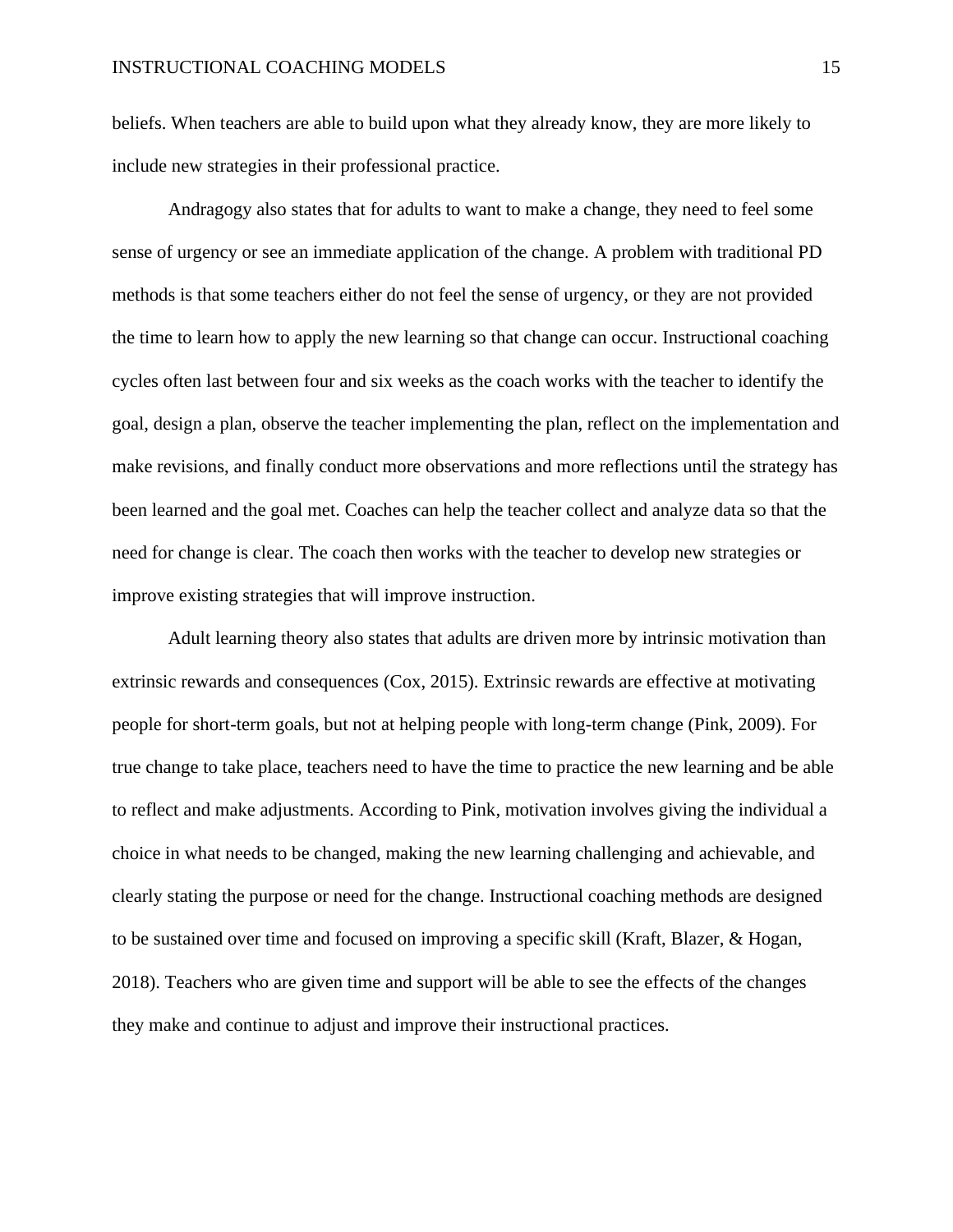beliefs. When teachers are able to build upon what they already know, they are more likely to include new strategies in their professional practice.

Andragogy also states that for adults to want to make a change, they need to feel some sense of urgency or see an immediate application of the change. A problem with traditional PD methods is that some teachers either do not feel the sense of urgency, or they are not provided the time to learn how to apply the new learning so that change can occur. Instructional coaching cycles often last between four and six weeks as the coach works with the teacher to identify the goal, design a plan, observe the teacher implementing the plan, reflect on the implementation and make revisions, and finally conduct more observations and more reflections until the strategy has been learned and the goal met. Coaches can help the teacher collect and analyze data so that the need for change is clear. The coach then works with the teacher to develop new strategies or improve existing strategies that will improve instruction.

Adult learning theory also states that adults are driven more by intrinsic motivation than extrinsic rewards and consequences (Cox, 2015). Extrinsic rewards are effective at motivating people for short-term goals, but not at helping people with long-term change (Pink, 2009). For true change to take place, teachers need to have the time to practice the new learning and be able to reflect and make adjustments. According to Pink, motivation involves giving the individual a choice in what needs to be changed, making the new learning challenging and achievable, and clearly stating the purpose or need for the change. Instructional coaching methods are designed to be sustained over time and focused on improving a specific skill (Kraft, Blazer, & Hogan, 2018). Teachers who are given time and support will be able to see the effects of the changes they make and continue to adjust and improve their instructional practices.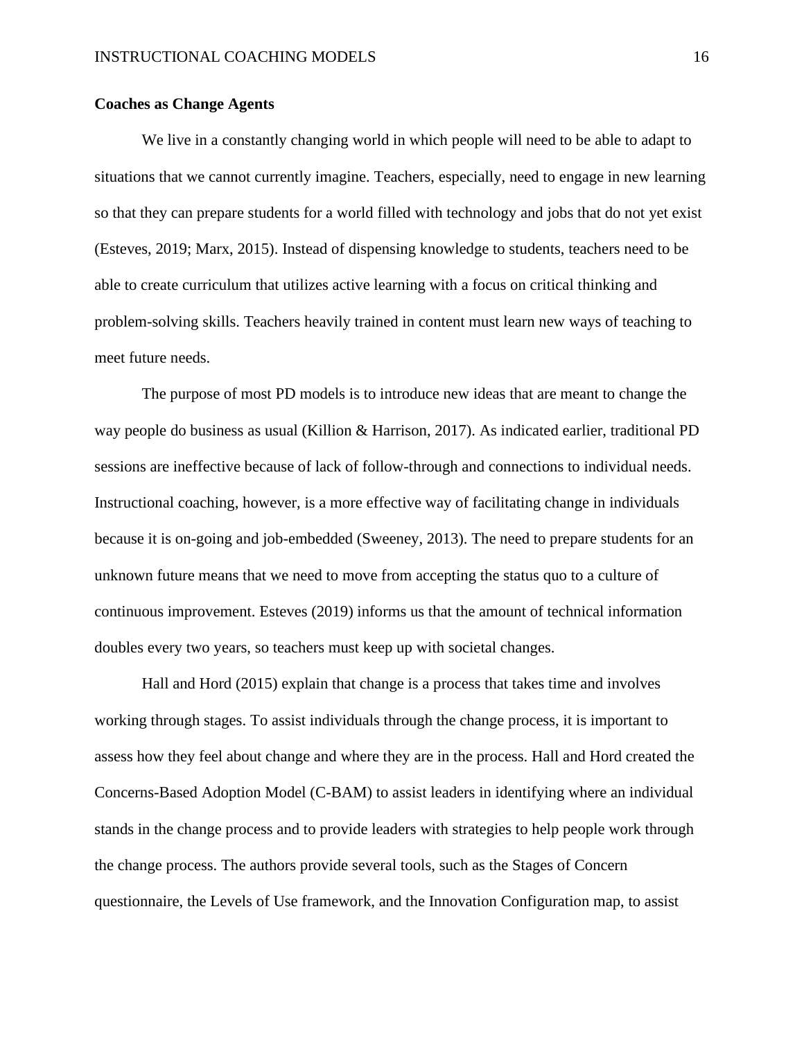**Coaches as Change Agents**

We live in a constantly changing world in which people will need to be able to adapt to situations that we cannot currently imagine. Teachers, especially, need to engage in new learning so that they can prepare students for a world filled with technology and jobs that do not yet exist (Esteves, 2019; Marx, 2015). Instead of dispensing knowledge to students, teachers need to be able to create curriculum that utilizes active learning with a focus on critical thinking and problem-solving skills. Teachers heavily trained in content must learn new ways of teaching to meet future needs.

The purpose of most PD models is to introduce new ideas that are meant to change the way people do business as usual (Killion & Harrison, 2017). As indicated earlier, traditional PD sessions are ineffective because of lack of follow-through and connections to individual needs. Instructional coaching, however, is a more effective way of facilitating change in individuals because it is on-going and job-embedded (Sweeney, 2013). The need to prepare students for an unknown future means that we need to move from accepting the status quo to a culture of continuous improvement. Esteves (2019) informs us that the amount of technical information doubles every two years, so teachers must keep up with societal changes.

Hall and Hord (2015) explain that change is a process that takes time and involves working through stages. To assist individuals through the change process, it is important to assess how they feel about change and where they are in the process. Hall and Hord created the Concerns-Based Adoption Model (C-BAM) to assist leaders in identifying where an individual stands in the change process and to provide leaders with strategies to help people work through the change process. The authors provide several tools, such as the Stages of Concern questionnaire, the Levels of Use framework, and the Innovation Configuration map, to assist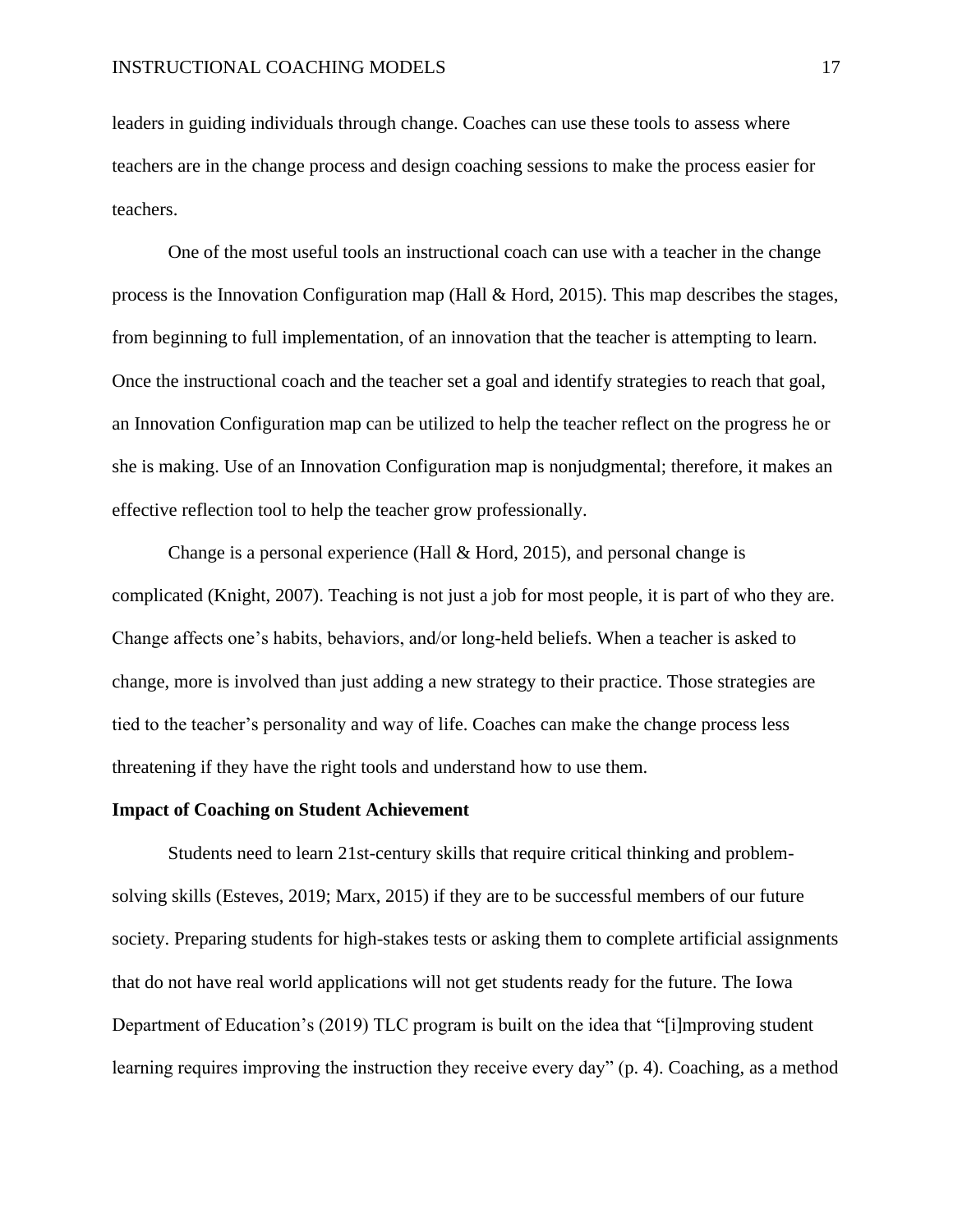leaders in guiding individuals through change. Coaches can use these tools to assess where teachers are in the change process and design coaching sessions to make the process easier for teachers.

One of the most useful tools an instructional coach can use with a teacher in the change process is the Innovation Configuration map (Hall & Hord, 2015). This map describes the stages, from beginning to full implementation, of an innovation that the teacher is attempting to learn. Once the instructional coach and the teacher set a goal and identify strategies to reach that goal, an Innovation Configuration map can be utilized to help the teacher reflect on the progress he or she is making. Use of an Innovation Configuration map is nonjudgmental; therefore, it makes an effective reflection tool to help the teacher grow professionally.

Change is a personal experience (Hall & Hord, 2015), and personal change is complicated (Knight, 2007). Teaching is not just a job for most people, it is part of who they are. Change affects one's habits, behaviors, and/or long-held beliefs. When a teacher is asked to change, more is involved than just adding a new strategy to their practice. Those strategies are tied to the teacher's personality and way of life. Coaches can make the change process less threatening if they have the right tools and understand how to use them.

**Impact of Coaching on Student Achievement**

Students need to learn 21st-century skills that require critical thinking and problem-solving skills (Esteves, 2019; Marx, 2015) if they are to be successful members of our future society. Preparing students for high-stakes tests or asking them to complete artificial assignments that do not have real world applications will not get students ready for the future. The Iowa Department of Education's (2019) TLC program is built on the idea that "[i]mproving student learning requires improving the instruction they receive every day" (p. 4). Coaching, as a method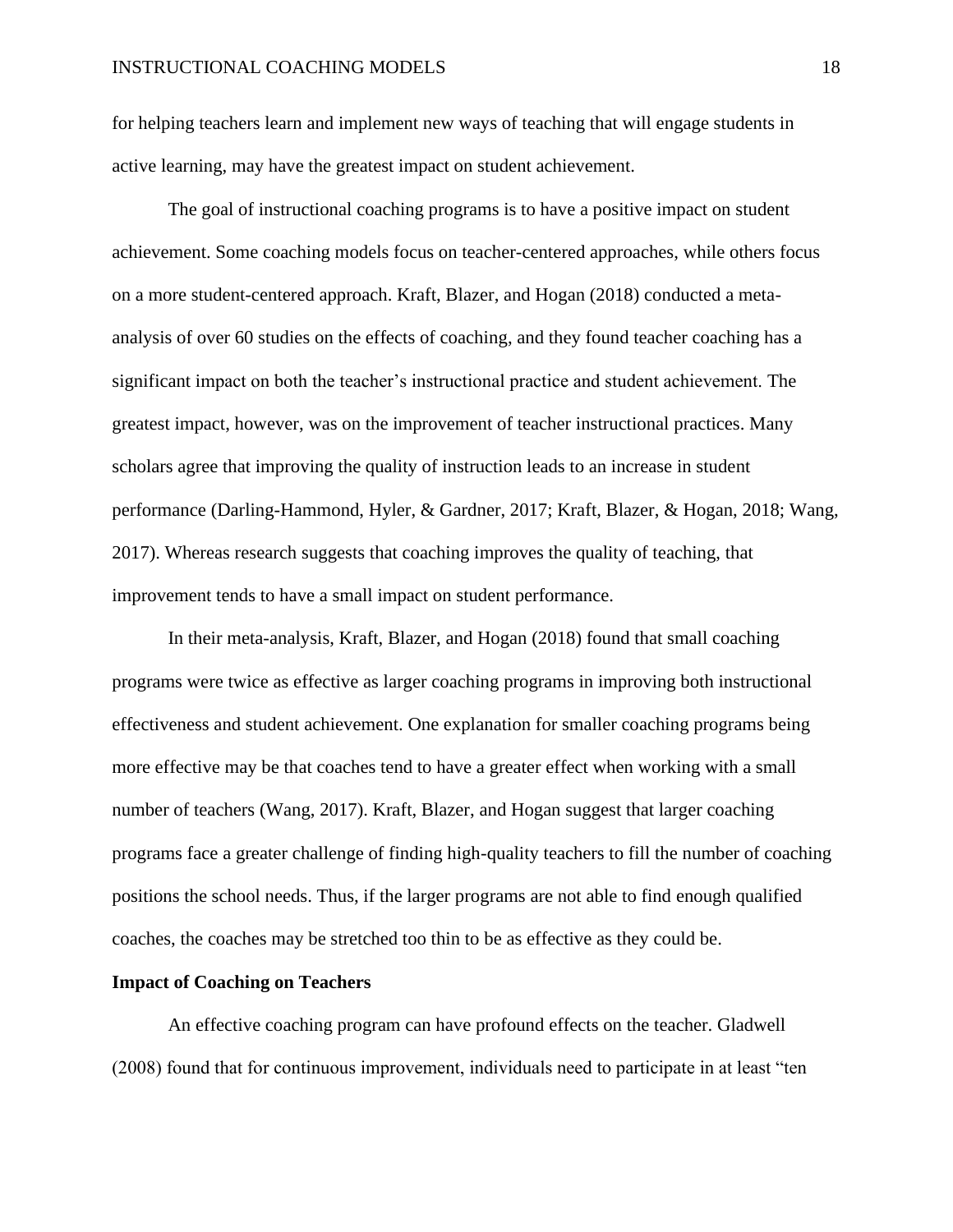for helping teachers learn and implement new ways of teaching that will engage students in active learning, may have the greatest impact on student achievement.

The goal of instructional coaching programs is to have a positive impact on student achievement. Some coaching models focus on teacher-centered approaches, while others focus on a more student-centered approach. Kraft, Blazer, and Hogan (2018) conducted a meta-analysis of over 60 studies on the effects of coaching, and they found teacher coaching has a significant impact on both the teacher's instructional practice and student achievement. The greatest impact, however, was on the improvement of teacher instructional practices. Many scholars agree that improving the quality of instruction leads to an increase in student performance (Darling-Hammond, Hyler, & Gardner, 2017; Kraft, Blazer, & Hogan, 2018; Wang, 2017). Whereas research suggests that coaching improves the quality of teaching, that improvement tends to have a small impact on student performance.

In their meta-analysis, Kraft, Blazer, and Hogan (2018) found that small coaching programs were twice as effective as larger coaching programs in improving both instructional effectiveness and student achievement. One explanation for smaller coaching programs being more effective may be that coaches tend to have a greater effect when working with a small number of teachers (Wang, 2017). Kraft, Blazer, and Hogan suggest that larger coaching programs face a greater challenge of finding high-quality teachers to fill the number of coaching positions the school needs. Thus, if the larger programs are not able to find enough qualified coaches, the coaches may be stretched too thin to be as effective as they could be.

**Impact of Coaching on Teachers**

An effective coaching program can have profound effects on the teacher. Gladwell (2008) found that for continuous improvement, individuals need to participate in at least "ten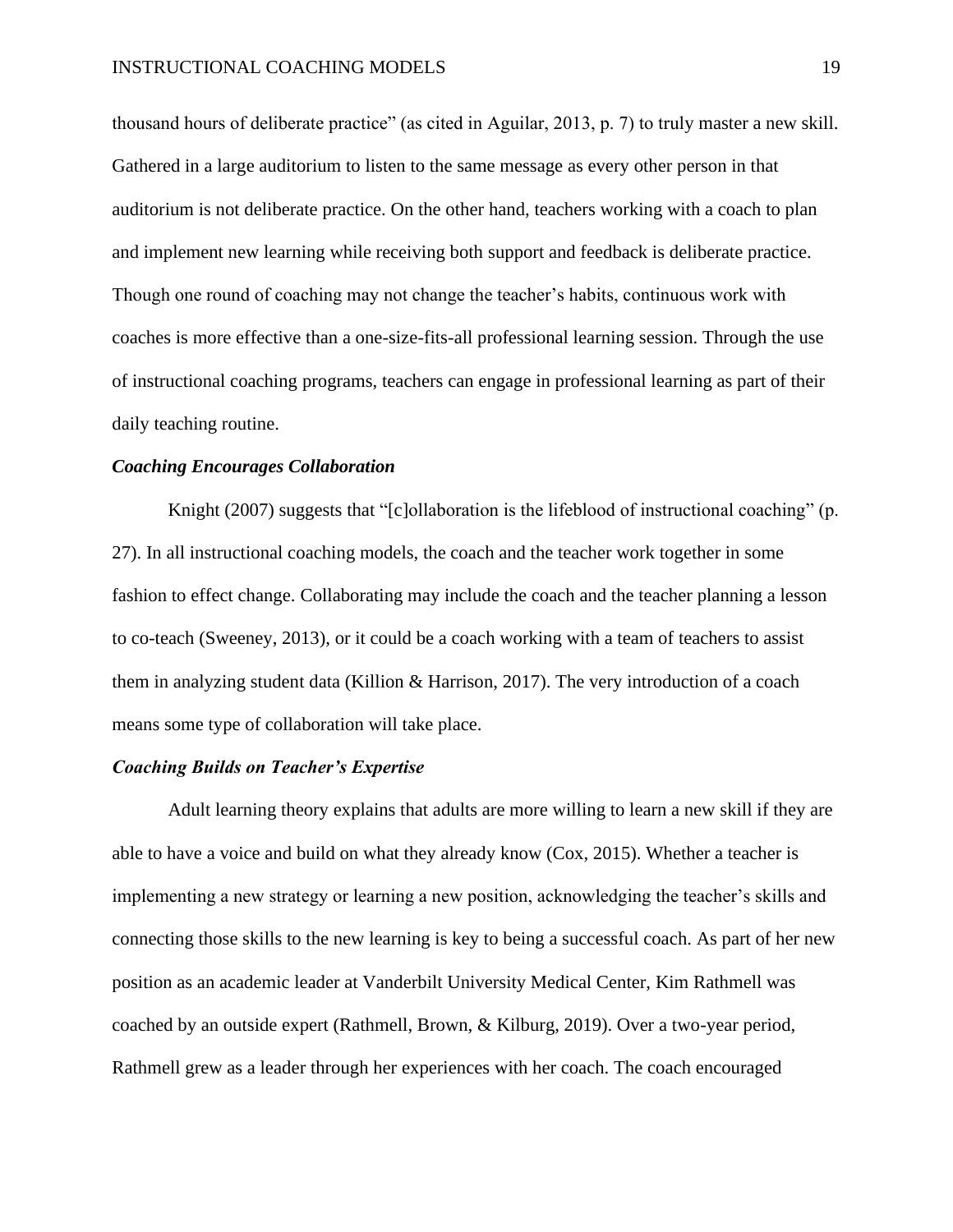thousand hours of deliberate practice" (as cited in Aguilar, 2013, p. 7) to truly master a new skill. Gathered in a large auditorium to listen to the same message as every other person in that auditorium is not deliberate practice. On the other hand, teachers working with a coach to plan and implement new learning while receiving both support and feedback is deliberate practice. Though one round of coaching may not change the teacher's habits, continuous work with coaches is more effective than a one-size-fits-all professional learning session. Through the use of instructional coaching programs, teachers can engage in professional learning as part of their daily teaching routine.

### ***Coaching Encourages Collaboration***

Knight (2007) suggests that "[c]ollaboration is the lifeblood of instructional coaching" (p. 27). In all instructional coaching models, the coach and the teacher work together in some fashion to effect change. Collaborating may include the coach and the teacher planning a lesson to co-teach (Sweeney, 2013), or it could be a coach working with a team of teachers to assist them in analyzing student data (Killion & Harrison, 2017). The very introduction of a coach means some type of collaboration will take place.

### ***Coaching Builds on Teacher's Expertise***

Adult learning theory explains that adults are more willing to learn a new skill if they are able to have a voice and build on what they already know (Cox, 2015). Whether a teacher is implementing a new strategy or learning a new position, acknowledging the teacher's skills and connecting those skills to the new learning is key to being a successful coach. As part of her new position as an academic leader at Vanderbilt University Medical Center, Kim Rathmell was coached by an outside expert (Rathmell, Brown, & Kilburg, 2019). Over a two-year period, Rathmell grew as a leader through her experiences with her coach. The coach encouraged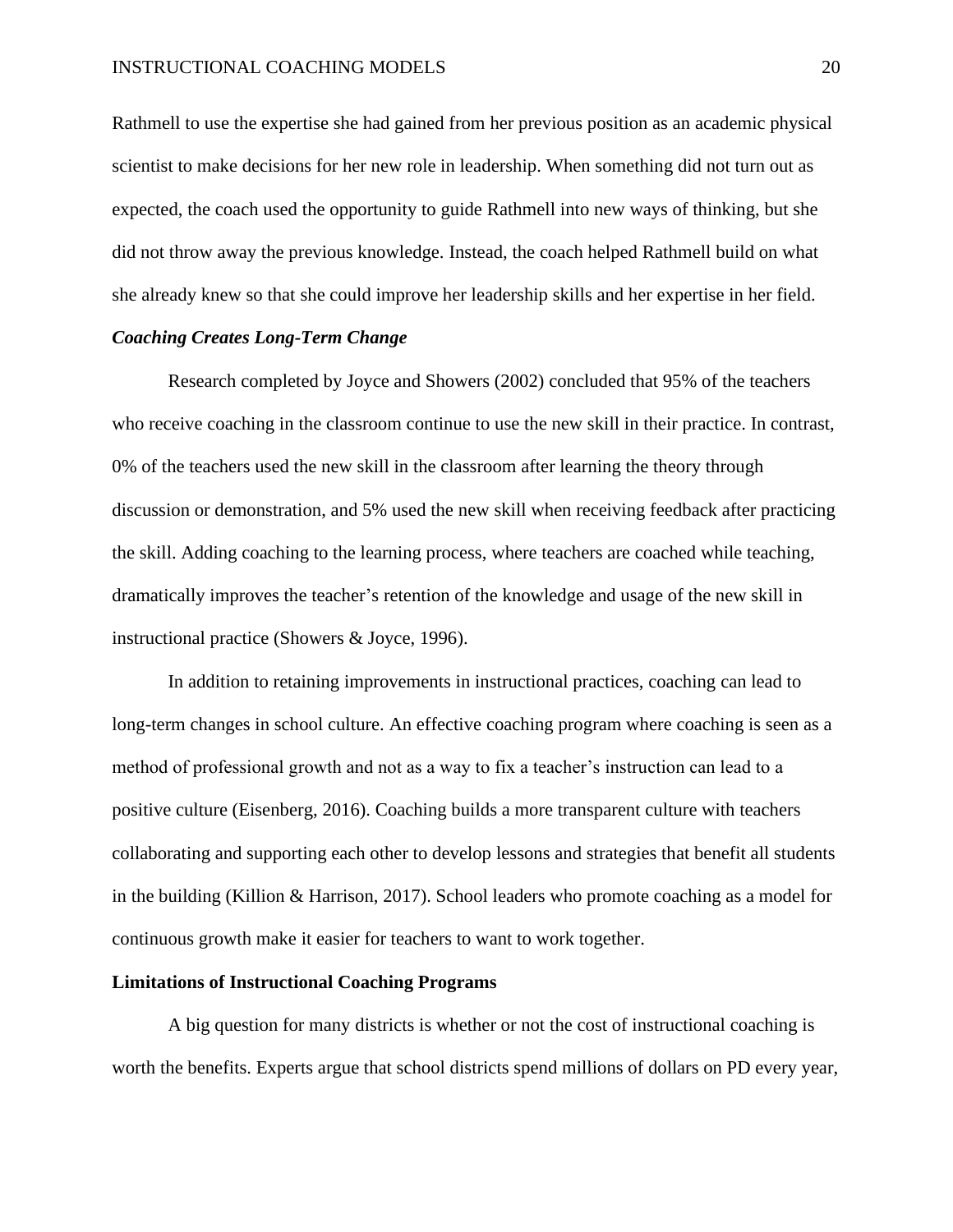Rathmell to use the expertise she had gained from her previous position as an academic physical scientist to make decisions for her new role in leadership. When something did not turn out as expected, the coach used the opportunity to guide Rathmell into new ways of thinking, but she did not throw away the previous knowledge. Instead, the coach helped Rathmell build on what she already knew so that she could improve her leadership skills and her expertise in her field.

### *Coaching Creates Long-Term Change*

Research completed by Joyce and Showers (2002) concluded that 95% of the teachers who receive coaching in the classroom continue to use the new skill in their practice. In contrast, 0% of the teachers used the new skill in the classroom after learning the theory through discussion or demonstration, and 5% used the new skill when receiving feedback after practicing the skill. Adding coaching to the learning process, where teachers are coached while teaching, dramatically improves the teacher's retention of the knowledge and usage of the new skill in instructional practice (Showers & Joyce, 1996).

In addition to retaining improvements in instructional practices, coaching can lead to long-term changes in school culture. An effective coaching program where coaching is seen as a method of professional growth and not as a way to fix a teacher's instruction can lead to a positive culture (Eisenberg, 2016). Coaching builds a more transparent culture with teachers collaborating and supporting each other to develop lessons and strategies that benefit all students in the building (Killion & Harrison, 2017). School leaders who promote coaching as a model for continuous growth make it easier for teachers to want to work together.

## **Limitations of Instructional Coaching Programs**

A big question for many districts is whether or not the cost of instructional coaching is worth the benefits. Experts argue that school districts spend millions of dollars on PD every year,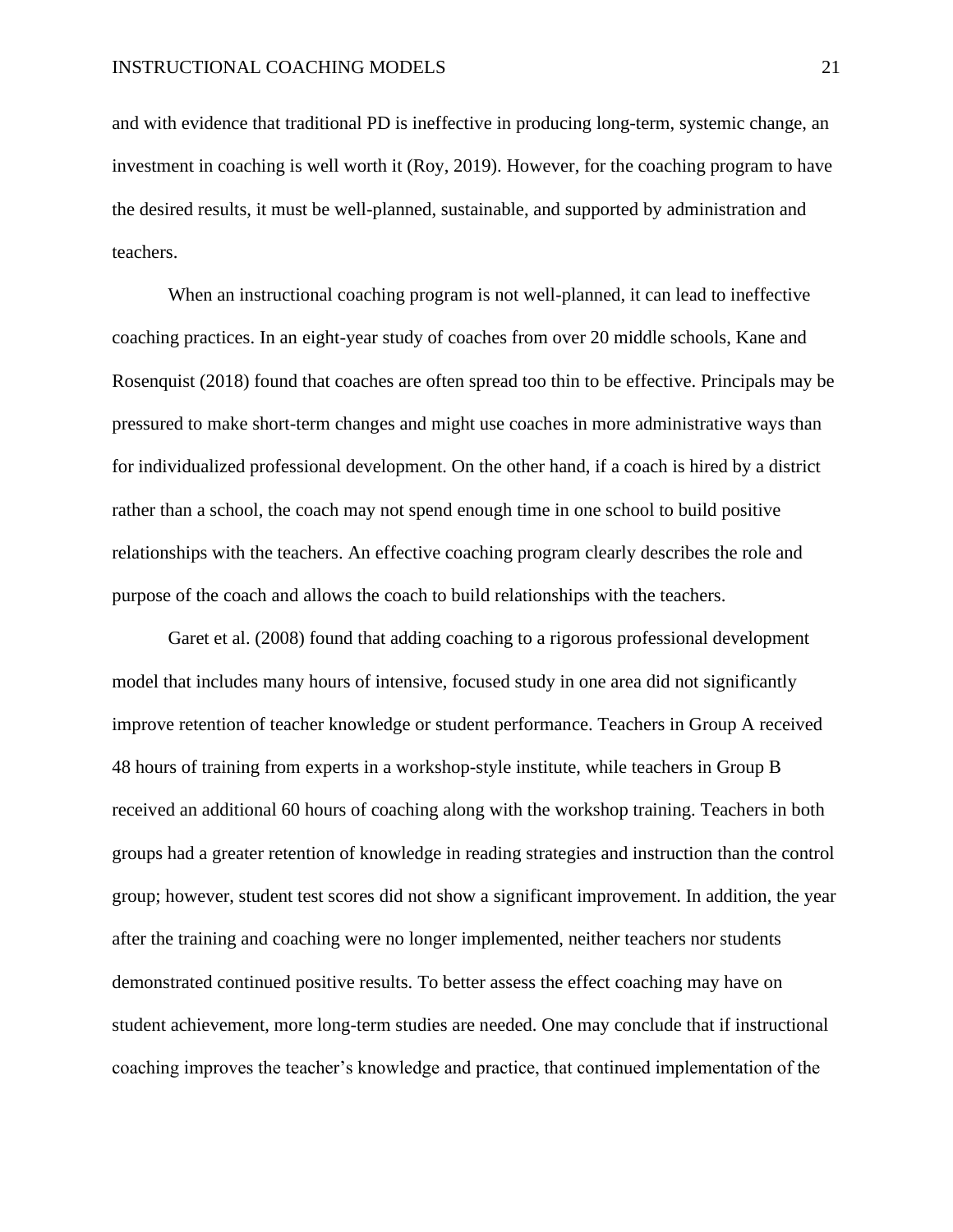and with evidence that traditional PD is ineffective in producing long-term, systemic change, an investment in coaching is well worth it (Roy, 2019). However, for the coaching program to have the desired results, it must be well-planned, sustainable, and supported by administration and teachers.

When an instructional coaching program is not well-planned, it can lead to ineffective coaching practices. In an eight-year study of coaches from over 20 middle schools, Kane and Rosenquist (2018) found that coaches are often spread too thin to be effective. Principals may be pressured to make short-term changes and might use coaches in more administrative ways than for individualized professional development. On the other hand, if a coach is hired by a district rather than a school, the coach may not spend enough time in one school to build positive relationships with the teachers. An effective coaching program clearly describes the role and purpose of the coach and allows the coach to build relationships with the teachers.

Garet et al. (2008) found that adding coaching to a rigorous professional development model that includes many hours of intensive, focused study in one area did not significantly improve retention of teacher knowledge or student performance. Teachers in Group A received 48 hours of training from experts in a workshop-style institute, while teachers in Group B received an additional 60 hours of coaching along with the workshop training. Teachers in both groups had a greater retention of knowledge in reading strategies and instruction than the control group; however, student test scores did not show a significant improvement. In addition, the year after the training and coaching were no longer implemented, neither teachers nor students demonstrated continued positive results. To better assess the effect coaching may have on student achievement, more long-term studies are needed. One may conclude that if instructional coaching improves the teacher's knowledge and practice, that continued implementation of the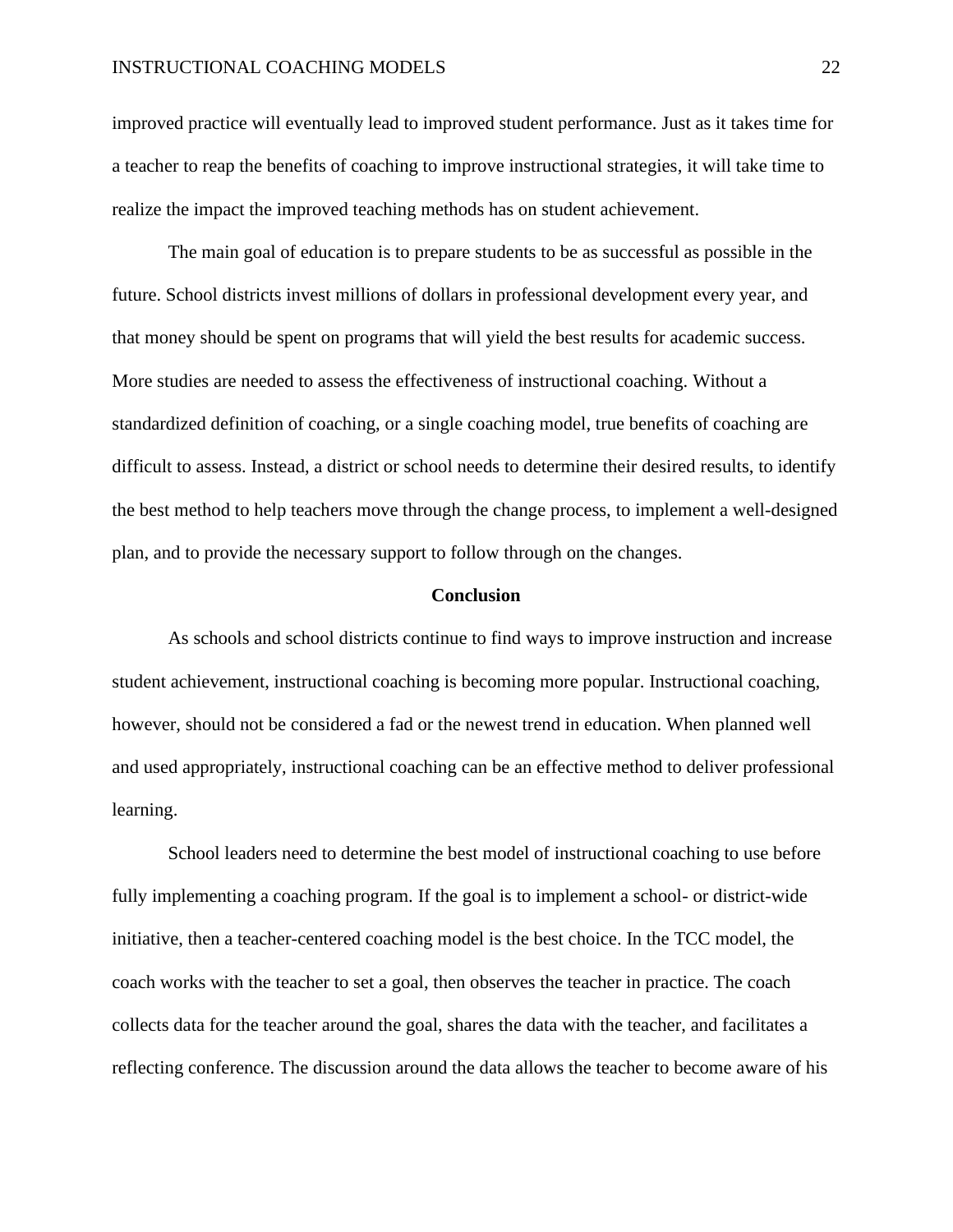improved practice will eventually lead to improved student performance. Just as it takes time for a teacher to reap the benefits of coaching to improve instructional strategies, it will take time to realize the impact the improved teaching methods has on student achievement.

The main goal of education is to prepare students to be as successful as possible in the future. School districts invest millions of dollars in professional development every year, and that money should be spent on programs that will yield the best results for academic success. More studies are needed to assess the effectiveness of instructional coaching. Without a standardized definition of coaching, or a single coaching model, true benefits of coaching are difficult to assess. Instead, a district or school needs to determine their desired results, to identify the best method to help teachers move through the change process, to implement a well-designed plan, and to provide the necessary support to follow through on the changes.

## Conclusion

As schools and school districts continue to find ways to improve instruction and increase student achievement, instructional coaching is becoming more popular. Instructional coaching, however, should not be considered a fad or the newest trend in education. When planned well and used appropriately, instructional coaching can be an effective method to deliver professional learning.

School leaders need to determine the best model of instructional coaching to use before fully implementing a coaching program. If the goal is to implement a school- or district-wide initiative, then a teacher-centered coaching model is the best choice. In the TCC model, the coach works with the teacher to set a goal, then observes the teacher in practice. The coach collects data for the teacher around the goal, shares the data with the teacher, and facilitates a reflecting conference. The discussion around the data allows the teacher to become aware of his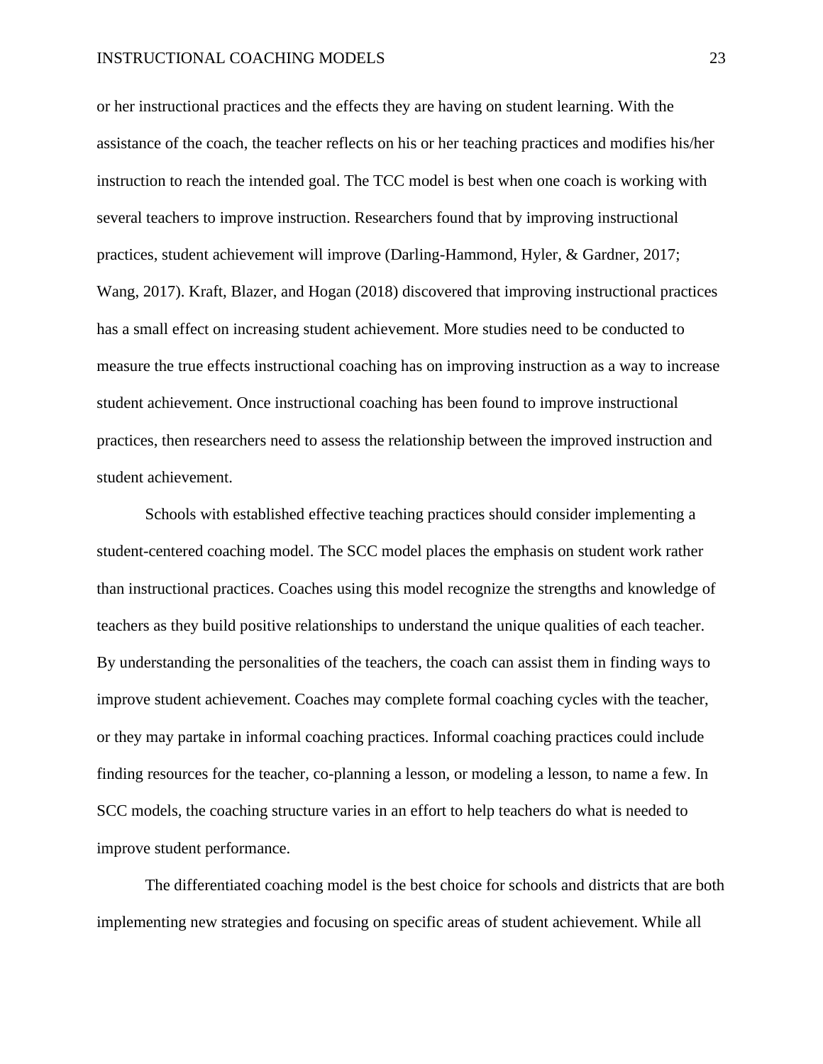or her instructional practices and the effects they are having on student learning. With the assistance of the coach, the teacher reflects on his or her teaching practices and modifies his/her instruction to reach the intended goal. The TCC model is best when one coach is working with several teachers to improve instruction. Researchers found that by improving instructional practices, student achievement will improve (Darling-Hammond, Hyler, & Gardner, 2017; Wang, 2017). Kraft, Blazer, and Hogan (2018) discovered that improving instructional practices has a small effect on increasing student achievement. More studies need to be conducted to measure the true effects instructional coaching has on improving instruction as a way to increase student achievement. Once instructional coaching has been found to improve instructional practices, then researchers need to assess the relationship between the improved instruction and student achievement.

Schools with established effective teaching practices should consider implementing a student-centered coaching model. The SCC model places the emphasis on student work rather than instructional practices. Coaches using this model recognize the strengths and knowledge of teachers as they build positive relationships to understand the unique qualities of each teacher. By understanding the personalities of the teachers, the coach can assist them in finding ways to improve student achievement. Coaches may complete formal coaching cycles with the teacher, or they may partake in informal coaching practices. Informal coaching practices could include finding resources for the teacher, co-planning a lesson, or modeling a lesson, to name a few. In SCC models, the coaching structure varies in an effort to help teachers do what is needed to improve student performance.

The differentiated coaching model is the best choice for schools and districts that are both implementing new strategies and focusing on specific areas of student achievement. While all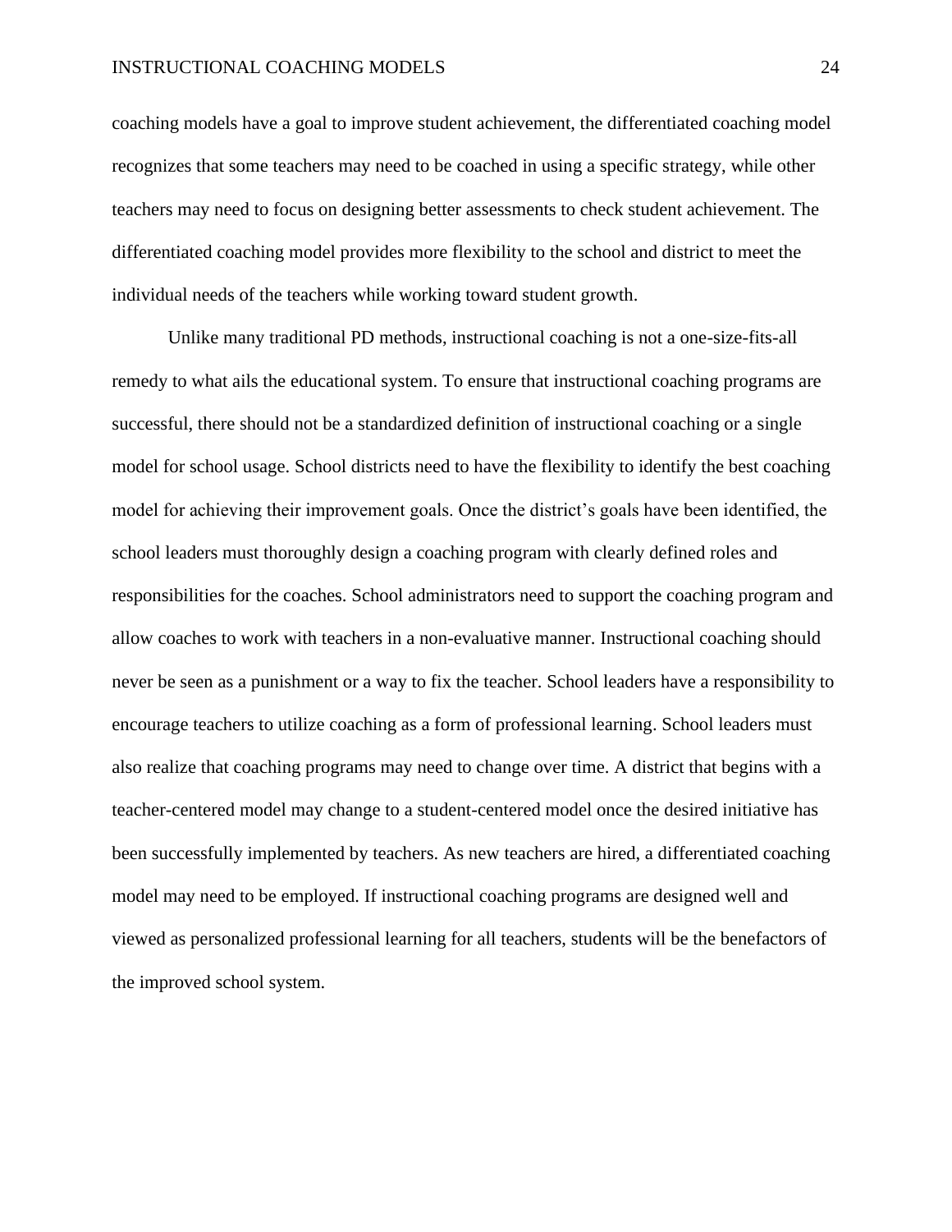coaching models have a goal to improve student achievement, the differentiated coaching model recognizes that some teachers may need to be coached in using a specific strategy, while other teachers may need to focus on designing better assessments to check student achievement. The differentiated coaching model provides more flexibility to the school and district to meet the individual needs of the teachers while working toward student growth.

Unlike many traditional PD methods, instructional coaching is not a one-size-fits-all remedy to what ails the educational system. To ensure that instructional coaching programs are successful, there should not be a standardized definition of instructional coaching or a single model for school usage. School districts need to have the flexibility to identify the best coaching model for achieving their improvement goals. Once the district's goals have been identified, the school leaders must thoroughly design a coaching program with clearly defined roles and responsibilities for the coaches. School administrators need to support the coaching program and allow coaches to work with teachers in a non-evaluative manner. Instructional coaching should never be seen as a punishment or a way to fix the teacher. School leaders have a responsibility to encourage teachers to utilize coaching as a form of professional learning. School leaders must also realize that coaching programs may need to change over time. A district that begins with a teacher-centered model may change to a student-centered model once the desired initiative has been successfully implemented by teachers. As new teachers are hired, a differentiated coaching model may need to be employed. If instructional coaching programs are designed well and viewed as personalized professional learning for all teachers, students will be the benefactors of the improved school system.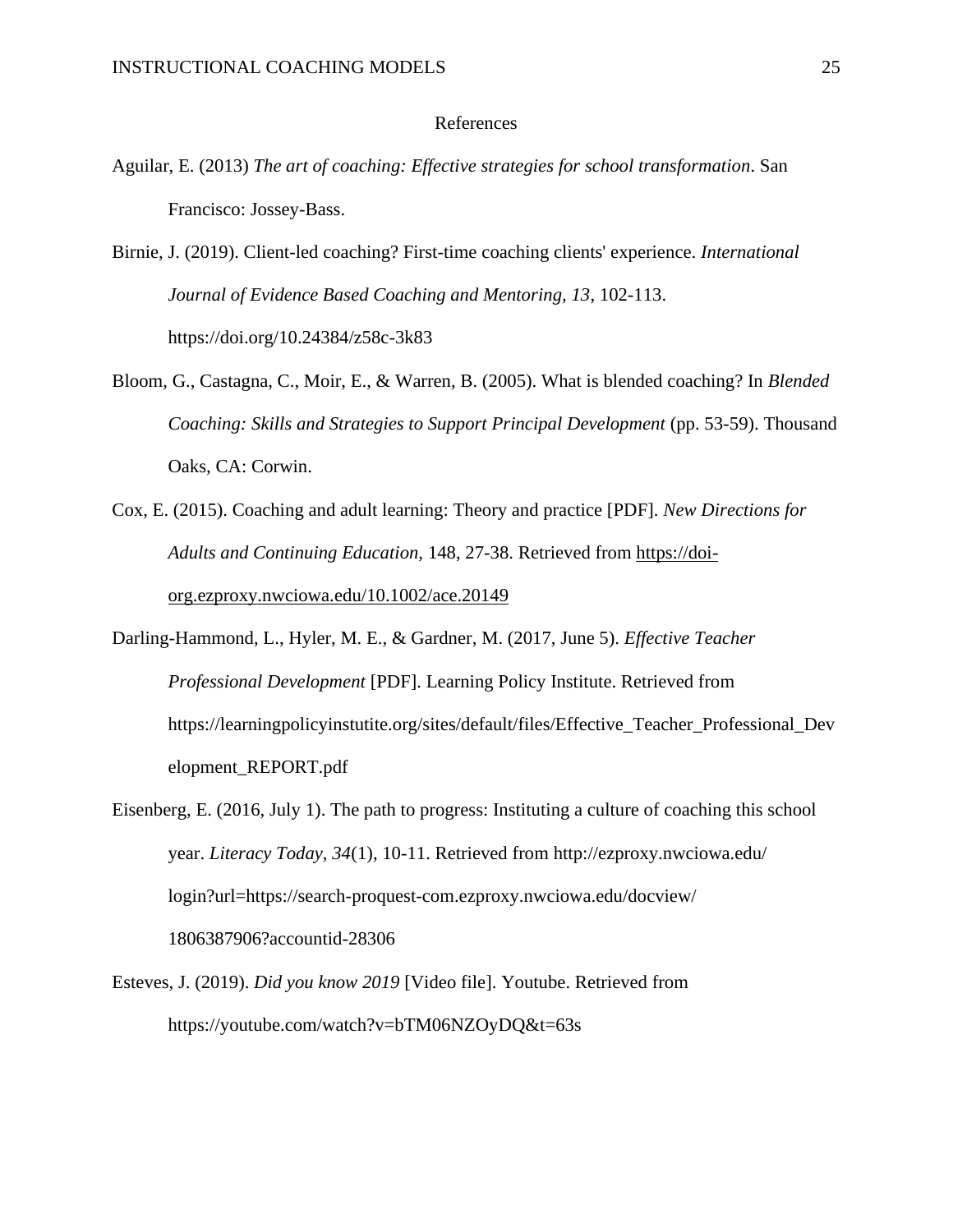# References

Aguilar, E. (2013) *The art of coaching: Effective strategies for school transformation*. San Francisco: Jossey-Bass.

Birnie, J. (2019). Client-led coaching? First-time coaching clients' experience. *International Journal of Evidence Based Coaching and Mentoring, 13*, 102-113. https://doi.org/10.24384/z58c-3k83

Bloom, G., Castagna, C., Moir, E., & Warren, B. (2005). What is blended coaching? In *Blended Coaching: Skills and Strategies to Support Principal Development* (pp. 53-59). Thousand Oaks, CA: Corwin.

Cox, E. (2015). Coaching and adult learning: Theory and practice [PDF]. *New Directions for Adults and Continuing Education,* 148, 27-38. Retrieved from https://doi-org.ezproxy.nwciowa.edu/10.1002/ace.20149

Darling-Hammond, L., Hyler, M. E., & Gardner, M. (2017, June 5). *Effective Teacher Professional Development* [PDF]. Learning Policy Institute. Retrieved from https://learningpolicyinstutite.org/sites/default/files/Effective_Teacher_Professional_Development_REPORT.pdf

Eisenberg, E. (2016, July 1). The path to progress: Instituting a culture of coaching this school year. *Literacy Today, 34*(1), 10-11. Retrieved from http://ezproxy.nwciowa.edu/login?url=https://search-proquest-com.ezproxy.nwciowa.edu/docview/1806387906?accountid-28306

Esteves, J. (2019). *Did you know 2019* [Video file]. Youtube. Retrieved from https://youtube.com/watch?v=bTM06NZOyDQ&t=63s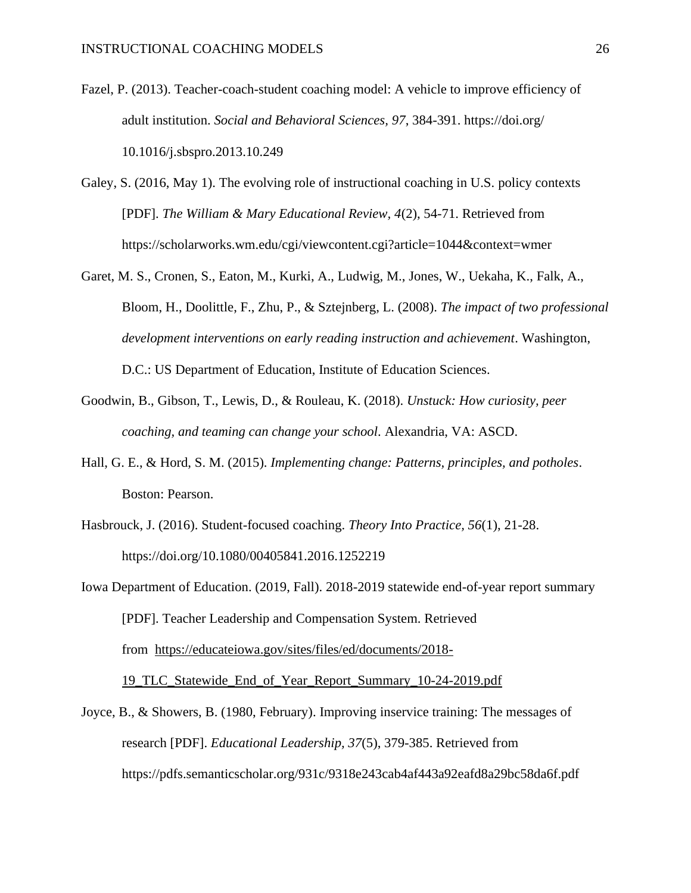Fazel, P. (2013). Teacher-coach-student coaching model: A vehicle to improve efficiency of adult institution. *Social and Behavioral Sciences, 97*, 384-391. https://doi.org/10.1016/j.sbspro.2013.10.249

Galey, S. (2016, May 1). The evolving role of instructional coaching in U.S. policy contexts [PDF]. *The William & Mary Educational Review, 4*(2), 54-71. Retrieved from https://scholarworks.wm.edu/cgi/viewcontent.cgi?article=1044&context=wmer

Garet, M. S., Cronen, S., Eaton, M., Kurki, A., Ludwig, M., Jones, W., Uekaha, K., Falk, A., Bloom, H., Doolittle, F., Zhu, P., & Sztejnberg, L. (2008). *The impact of two professional development interventions on early reading instruction and achievement*. Washington, D.C.: US Department of Education, Institute of Education Sciences.

Goodwin, B., Gibson, T., Lewis, D., & Rouleau, K. (2018). *Unstuck: How curiosity, peer coaching, and teaming can change your school*. Alexandria, VA: ASCD.

Hall, G. E., & Hord, S. M. (2015). *Implementing change: Patterns, principles, and potholes*. Boston: Pearson.

Hasbrouck, J. (2016). Student-focused coaching. *Theory Into Practice, 56*(1), 21-28. https://doi.org/10.1080/00405841.2016.1252219

Iowa Department of Education. (2019, Fall). 2018-2019 statewide end-of-year report summary [PDF]. Teacher Leadership and Compensation System. Retrieved from https://educateiowa.gov/sites/files/ed/documents/2018-19_TLC_Statewide_End_of_Year_Report_Summary_10-24-2019.pdf

Joyce, B., & Showers, B. (1980, February). Improving inservice training: The messages of research [PDF]. *Educational Leadership, 37*(5), 379-385. Retrieved from https://pdfs.semanticscholar.org/931c/9318e243cab4af443a92eafd8a29bc58da6f.pdf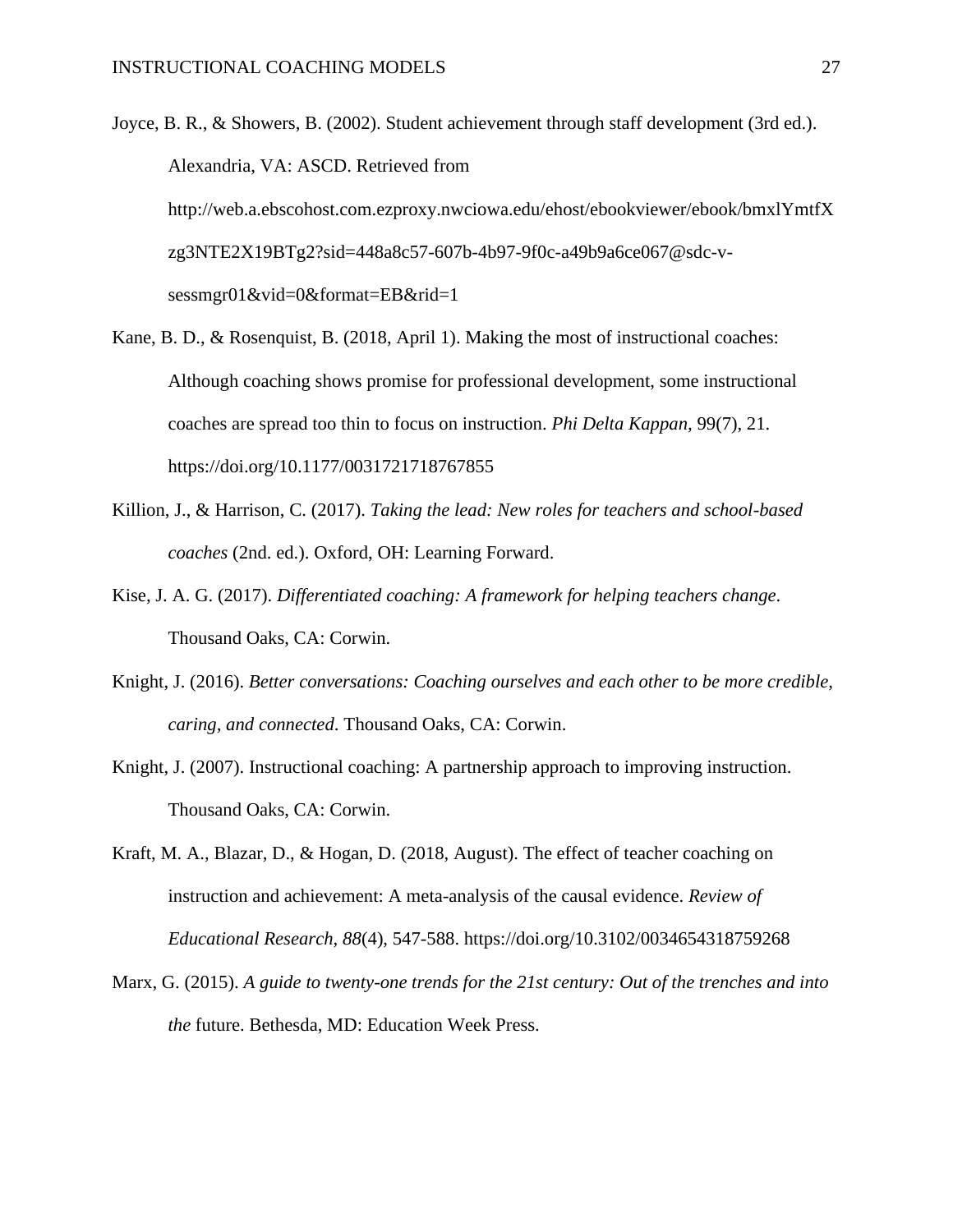Joyce, B. R., & Showers, B. (2002). Student achievement through staff development (3rd ed.). Alexandria, VA: ASCD. Retrieved from http://web.a.ebscohost.com.ezproxy.nwciowa.edu/ehost/ebookviewer/ebook/bmxlYmtfXzg3NTE2X19BTg2?sid=448a8c57-607b-4b97-9f0c-a49b9a6ce067@sdc-v-sessmgr01&vid=0&format=EB&rid=1

Kane, B. D., & Rosenquist, B. (2018, April 1). Making the most of instructional coaches: Although coaching shows promise for professional development, some instructional coaches are spread too thin to focus on instruction. *Phi Delta Kappan,* 99(7), 21. https://doi.org/10.1177/0031721718767855

Killion, J., & Harrison, C. (2017). *Taking the lead: New roles for teachers and school-based coaches* (2nd. ed.). Oxford, OH: Learning Forward.

Kise, J. A. G. (2017). *Differentiated coaching: A framework for helping teachers change*. Thousand Oaks, CA: Corwin.

Knight, J. (2016). *Better conversations: Coaching ourselves and each other to be more credible, caring, and connected*. Thousand Oaks, CA: Corwin.

Knight, J. (2007). Instructional coaching: A partnership approach to improving instruction. Thousand Oaks, CA: Corwin.

Kraft, M. A., Blazar, D., & Hogan, D. (2018, August). The effect of teacher coaching on instruction and achievement: A meta-analysis of the causal evidence. *Review of Educational Research, 88*(4), 547-588. https://doi.org/10.3102/0034654318759268

Marx, G. (2015). *A guide to twenty-one trends for the 21st century: Out of the trenches and into the* future. Bethesda, MD: Education Week Press.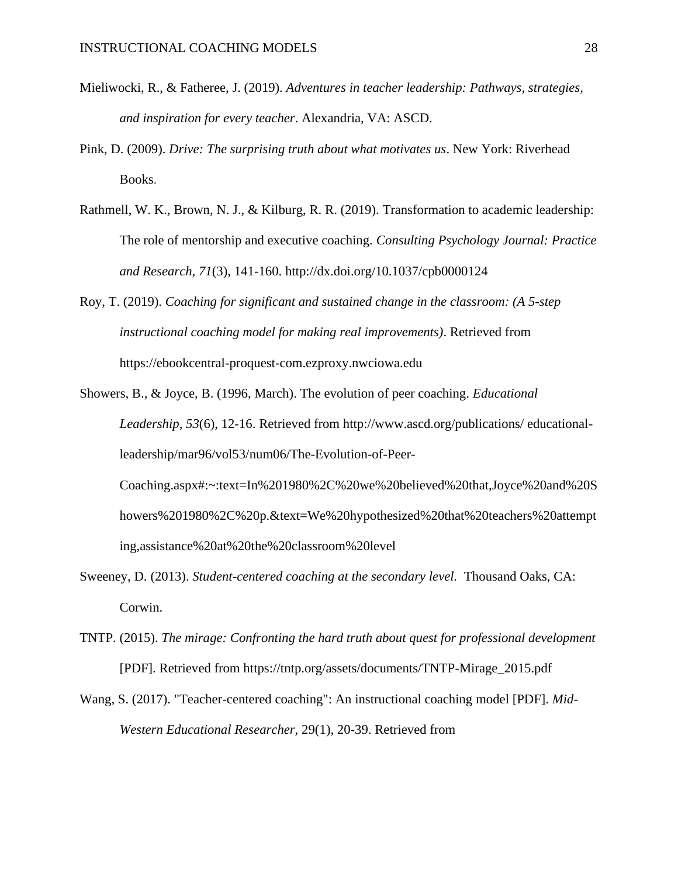Mieliwocki, R., & Fatheree, J. (2019). *Adventures in teacher leadership: Pathways, strategies, and inspiration for every teacher*. Alexandria, VA: ASCD.

Pink, D. (2009). *Drive: The surprising truth about what motivates us*. New York: Riverhead Books.

Rathmell, W. K., Brown, N. J., & Kilburg, R. R. (2019). Transformation to academic leadership: The role of mentorship and executive coaching. *Consulting Psychology Journal: Practice and Research*, *71*(3), 141-160. http://dx.doi.org/10.1037/cpb0000124

Roy, T. (2019). *Coaching for significant and sustained change in the classroom: (A 5-step instructional coaching model for making real improvements)*. Retrieved from https://ebookcentral-proquest-com.ezproxy.nwciowa.edu

Showers, B., & Joyce, B. (1996, March). The evolution of peer coaching. *Educational Leadership, 53*(6), 12-16. Retrieved from http://www.ascd.org/publications/ educational-leadership/mar96/vol53/num06/The-Evolution-of-Peer-Coaching.aspx#:~:text=In%201980%2C%20we%20believed%20that,Joyce%20and%20Showers%201980%2C%20p.&text=We%20hypothesized%20that%20teachers%20attempting,assistance%20at%20the%20classroom%20level

Sweeney, D. (2013). *Student-centered coaching at the secondary level.* Thousand Oaks, CA: Corwin.

TNTP. (2015). *The mirage: Confronting the hard truth about quest for professional development* [PDF]. Retrieved from https://tntp.org/assets/documents/TNTP-Mirage_2015.pdf

Wang, S. (2017). "Teacher-centered coaching": An instructional coaching model [PDF]. *Mid-Western Educational Researcher*, 29(1), 20-39. Retrieved from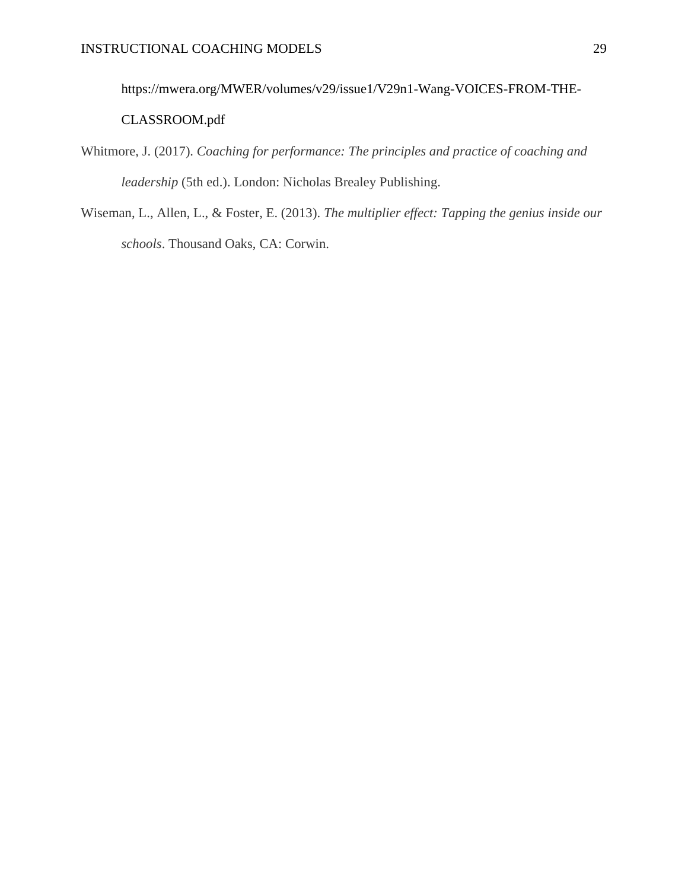https://mwera.org/MWER/volumes/v29/issue1/V29n1-Wang-VOICES-FROM-THE-CLASSROOM.pdf

Whitmore, J. (2017). *Coaching for performance: The principles and practice of coaching and leadership* (5th ed.). London: Nicholas Brealey Publishing.

Wiseman, L., Allen, L., & Foster, E. (2013). *The multiplier effect: Tapping the genius inside our schools*. Thousand Oaks, CA: Corwin.